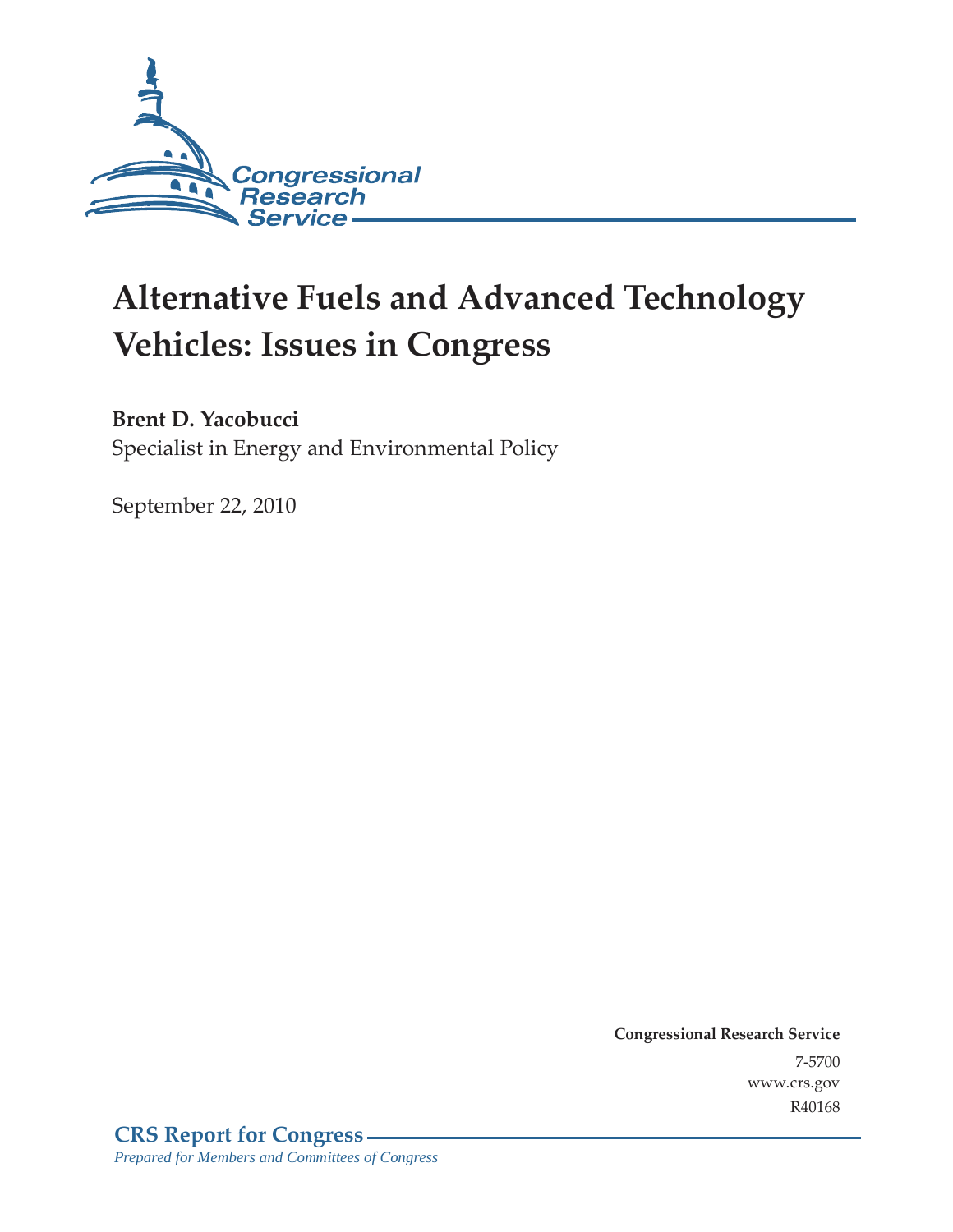Congressional Research Service

# Alternative Fuels and Advanced Technology Vehicles: Issues in Congress

**Brent D. Yacobucci**
Specialist in Energy and Environmental Policy

September 22, 2010

**Congressional Research Service**
7-5700
www.crs.gov
R40168

**CRS Report for Congress**
*Prepared for Members and Committees of Congress*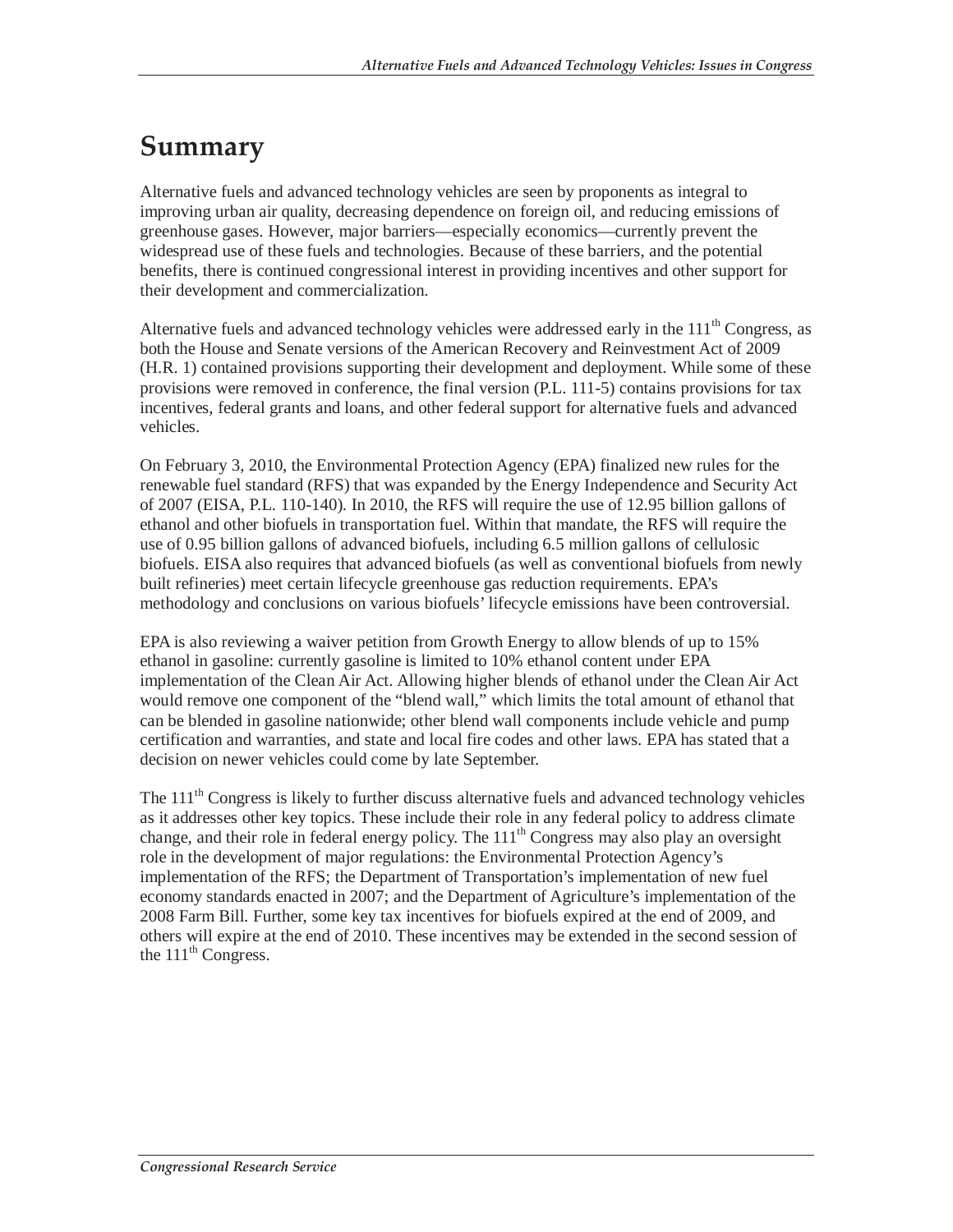# Summary

Alternative fuels and advanced technology vehicles are seen by proponents as integral to improving urban air quality, decreasing dependence on foreign oil, and reducing emissions of greenhouse gases. However, major barriers—especially economics—currently prevent the widespread use of these fuels and technologies. Because of these barriers, and the potential benefits, there is continued congressional interest in providing incentives and other support for their development and commercialization.

Alternative fuels and advanced technology vehicles were addressed early in the 111th Congress, as both the House and Senate versions of the American Recovery and Reinvestment Act of 2009 (H.R. 1) contained provisions supporting their development and deployment. While some of these provisions were removed in conference, the final version (P.L. 111-5) contains provisions for tax incentives, federal grants and loans, and other federal support for alternative fuels and advanced vehicles.

On February 3, 2010, the Environmental Protection Agency (EPA) finalized new rules for the renewable fuel standard (RFS) that was expanded by the Energy Independence and Security Act of 2007 (EISA, P.L. 110-140). In 2010, the RFS will require the use of 12.95 billion gallons of ethanol and other biofuels in transportation fuel. Within that mandate, the RFS will require the use of 0.95 billion gallons of advanced biofuels, including 6.5 million gallons of cellulosic biofuels. EISA also requires that advanced biofuels (as well as conventional biofuels from newly built refineries) meet certain lifecycle greenhouse gas reduction requirements. EPA's methodology and conclusions on various biofuels' lifecycle emissions have been controversial.

EPA is also reviewing a waiver petition from Growth Energy to allow blends of up to 15% ethanol in gasoline: currently gasoline is limited to 10% ethanol content under EPA implementation of the Clean Air Act. Allowing higher blends of ethanol under the Clean Air Act would remove one component of the "blend wall," which limits the total amount of ethanol that can be blended in gasoline nationwide; other blend wall components include vehicle and pump certification and warranties, and state and local fire codes and other laws. EPA has stated that a decision on newer vehicles could come by late September.

The 111th Congress is likely to further discuss alternative fuels and advanced technology vehicles as it addresses other key topics. These include their role in any federal policy to address climate change, and their role in federal energy policy. The 111th Congress may also play an oversight role in the development of major regulations: the Environmental Protection Agency's implementation of the RFS; the Department of Transportation's implementation of new fuel economy standards enacted in 2007; and the Department of Agriculture's implementation of the 2008 Farm Bill. Further, some key tax incentives for biofuels expired at the end of 2009, and others will expire at the end of 2010. These incentives may be extended in the second session of the 111th Congress.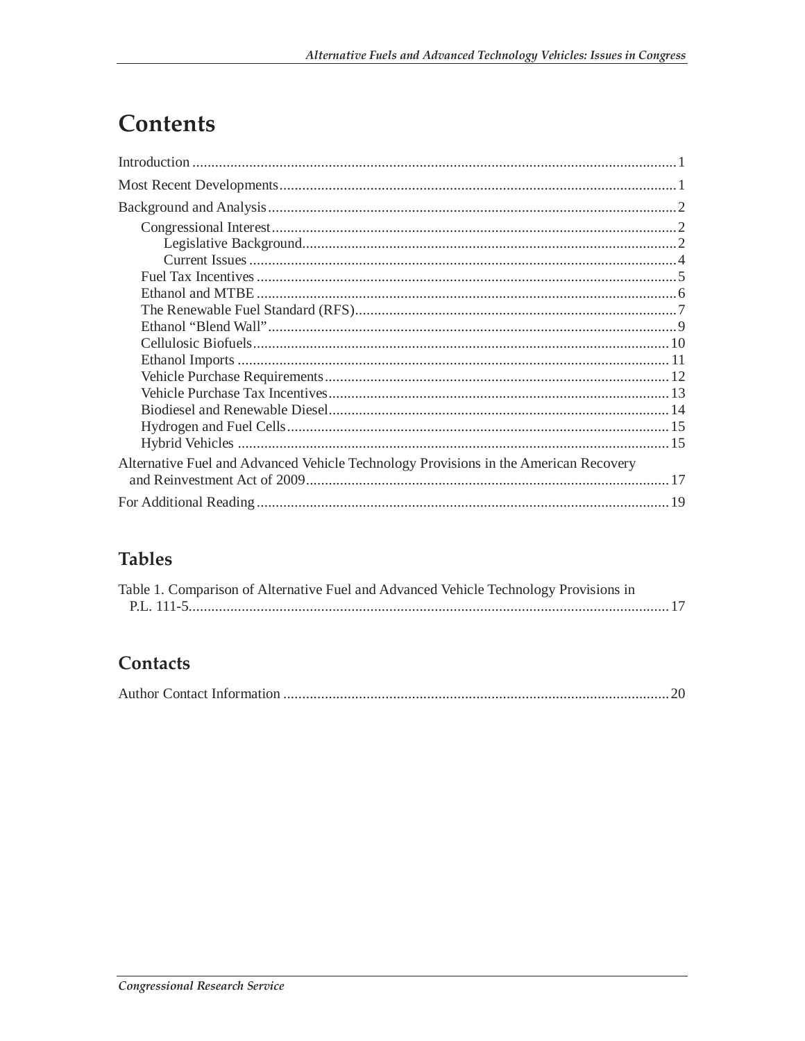# Contents

Introduction ............................................................................................................................ 1

Most Recent Developments ...................................................................................................... 1

Background and Analysis ......................................................................................................... 2

- Congressional Interest ........................................................................................................ 2
  - Legislative Background ................................................................................................ 2
  - Current Issues .............................................................................................................. 4
- Fuel Tax Incentives ............................................................................................................ 5
- Ethanol and MTBE ............................................................................................................ 6
- The Renewable Fuel Standard (RFS) .................................................................................. 7
- Ethanol "Blend Wall" ......................................................................................................... 9
- Cellulosic Biofuels ........................................................................................................... 10
- Ethanol Imports ............................................................................................................... 11
- Vehicle Purchase Requirements ........................................................................................ 12
- Vehicle Purchase Tax Incentives ....................................................................................... 13
- Biodiesel and Renewable Diesel ....................................................................................... 14
- Hydrogen and Fuel Cells .................................................................................................. 15
- Hybrid Vehicles ............................................................................................................... 15

Alternative Fuel and Advanced Vehicle Technology Provisions in the American Recovery and Reinvestment Act of 2009 ............................................................................................. 17

For Additional Reading .......................................................................................................... 19

## Tables

Table 1. Comparison of Alternative Fuel and Advanced Vehicle Technology Provisions in P.L. 111-5 ............................................................................................................................. 17

## Contacts

Author Contact Information ................................................................................................... 20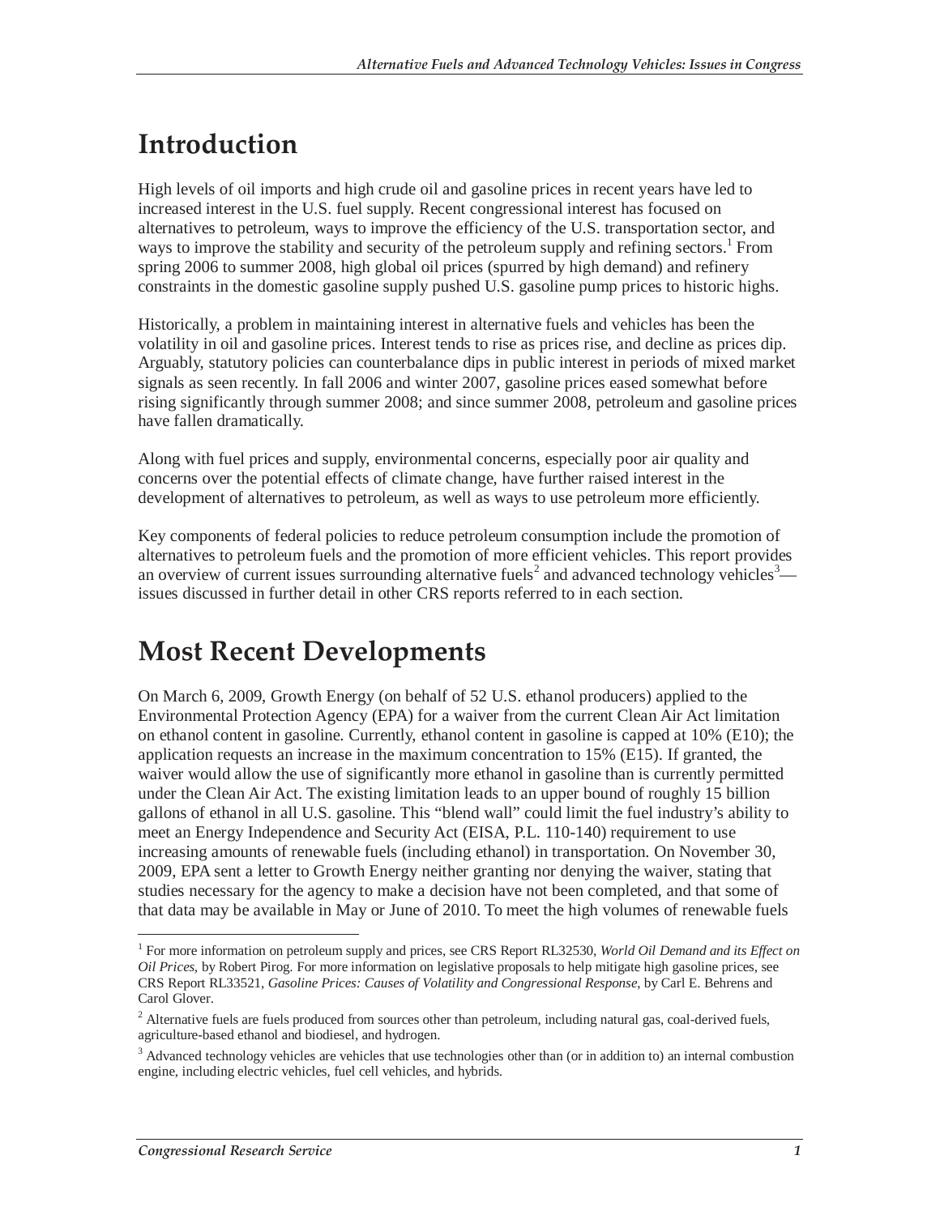# Introduction

High levels of oil imports and high crude oil and gasoline prices in recent years have led to increased interest in the U.S. fuel supply. Recent congressional interest has focused on alternatives to petroleum, ways to improve the efficiency of the U.S. transportation sector, and ways to improve the stability and security of the petroleum supply and refining sectors.[1] From spring 2006 to summer 2008, high global oil prices (spurred by high demand) and refinery constraints in the domestic gasoline supply pushed U.S. gasoline pump prices to historic highs.

Historically, a problem in maintaining interest in alternative fuels and vehicles has been the volatility in oil and gasoline prices. Interest tends to rise as prices rise, and decline as prices dip. Arguably, statutory policies can counterbalance dips in public interest in periods of mixed market signals as seen recently. In fall 2006 and winter 2007, gasoline prices eased somewhat before rising significantly through summer 2008; and since summer 2008, petroleum and gasoline prices have fallen dramatically.

Along with fuel prices and supply, environmental concerns, especially poor air quality and concerns over the potential effects of climate change, have further raised interest in the development of alternatives to petroleum, as well as ways to use petroleum more efficiently.

Key components of federal policies to reduce petroleum consumption include the promotion of alternatives to petroleum fuels and the promotion of more efficient vehicles. This report provides an overview of current issues surrounding alternative fuels[2] and advanced technology vehicles[3]—issues discussed in further detail in other CRS reports referred to in each section.

# Most Recent Developments

On March 6, 2009, Growth Energy (on behalf of 52 U.S. ethanol producers) applied to the Environmental Protection Agency (EPA) for a waiver from the current Clean Air Act limitation on ethanol content in gasoline. Currently, ethanol content in gasoline is capped at 10% (E10); the application requests an increase in the maximum concentration to 15% (E15). If granted, the waiver would allow the use of significantly more ethanol in gasoline than is currently permitted under the Clean Air Act. The existing limitation leads to an upper bound of roughly 15 billion gallons of ethanol in all U.S. gasoline. This "blend wall" could limit the fuel industry's ability to meet an Energy Independence and Security Act (EISA, P.L. 110-140) requirement to use increasing amounts of renewable fuels (including ethanol) in transportation. On November 30, 2009, EPA sent a letter to Growth Energy neither granting nor denying the waiver, stating that studies necessary for the agency to make a decision have not been completed, and that some of that data may be available in May or June of 2010. To meet the high volumes of renewable fuels

---

[1] For more information on petroleum supply and prices, see CRS Report RL32530, *World Oil Demand and its Effect on Oil Prices*, by Robert Pirog. For more information on legislative proposals to help mitigate high gasoline prices, see CRS Report RL33521, *Gasoline Prices: Causes of Volatility and Congressional Response*, by Carl E. Behrens and Carol Glover.

[2] Alternative fuels are fuels produced from sources other than petroleum, including natural gas, coal-derived fuels, agriculture-based ethanol and biodiesel, and hydrogen.

[3] Advanced technology vehicles are vehicles that use technologies other than (or in addition to) an internal combustion engine, including electric vehicles, fuel cell vehicles, and hybrids.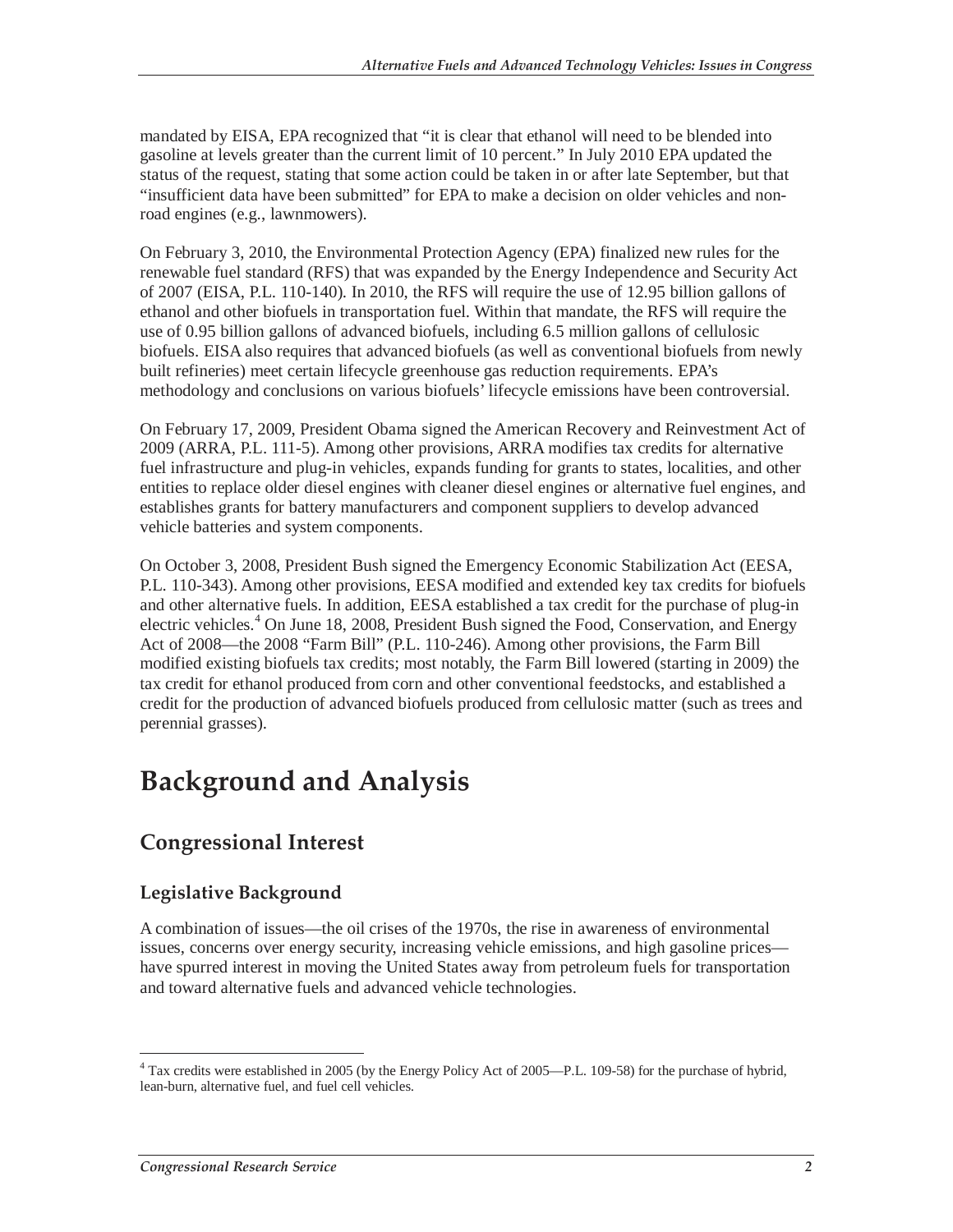mandated by EISA, EPA recognized that "it is clear that ethanol will need to be blended into gasoline at levels greater than the current limit of 10 percent." In July 2010 EPA updated the status of the request, stating that some action could be taken in or after late September, but that "insufficient data have been submitted" for EPA to make a decision on older vehicles and non-road engines (e.g., lawnmowers).

On February 3, 2010, the Environmental Protection Agency (EPA) finalized new rules for the renewable fuel standard (RFS) that was expanded by the Energy Independence and Security Act of 2007 (EISA, P.L. 110-140). In 2010, the RFS will require the use of 12.95 billion gallons of ethanol and other biofuels in transportation fuel. Within that mandate, the RFS will require the use of 0.95 billion gallons of advanced biofuels, including 6.5 million gallons of cellulosic biofuels. EISA also requires that advanced biofuels (as well as conventional biofuels from newly built refineries) meet certain lifecycle greenhouse gas reduction requirements. EPA's methodology and conclusions on various biofuels' lifecycle emissions have been controversial.

On February 17, 2009, President Obama signed the American Recovery and Reinvestment Act of 2009 (ARRA, P.L. 111-5). Among other provisions, ARRA modifies tax credits for alternative fuel infrastructure and plug-in vehicles, expands funding for grants to states, localities, and other entities to replace older diesel engines with cleaner diesel engines or alternative fuel engines, and establishes grants for battery manufacturers and component suppliers to develop advanced vehicle batteries and system components.

On October 3, 2008, President Bush signed the Emergency Economic Stabilization Act (EESA, P.L. 110-343). Among other provisions, EESA modified and extended key tax credits for biofuels and other alternative fuels. In addition, EESA established a tax credit for the purchase of plug-in electric vehicles.[4] On June 18, 2008, President Bush signed the Food, Conservation, and Energy Act of 2008—the 2008 "Farm Bill" (P.L. 110-246). Among other provisions, the Farm Bill modified existing biofuels tax credits; most notably, the Farm Bill lowered (starting in 2009) the tax credit for ethanol produced from corn and other conventional feedstocks, and established a credit for the production of advanced biofuels produced from cellulosic matter (such as trees and perennial grasses).

# Background and Analysis

## Congressional Interest

### Legislative Background

A combination of issues—the oil crises of the 1970s, the rise in awareness of environmental issues, concerns over energy security, increasing vehicle emissions, and high gasoline prices—have spurred interest in moving the United States away from petroleum fuels for transportation and toward alternative fuels and advanced vehicle technologies.

---

[4] Tax credits were established in 2005 (by the Energy Policy Act of 2005—P.L. 109-58) for the purchase of hybrid, lean-burn, alternative fuel, and fuel cell vehicles.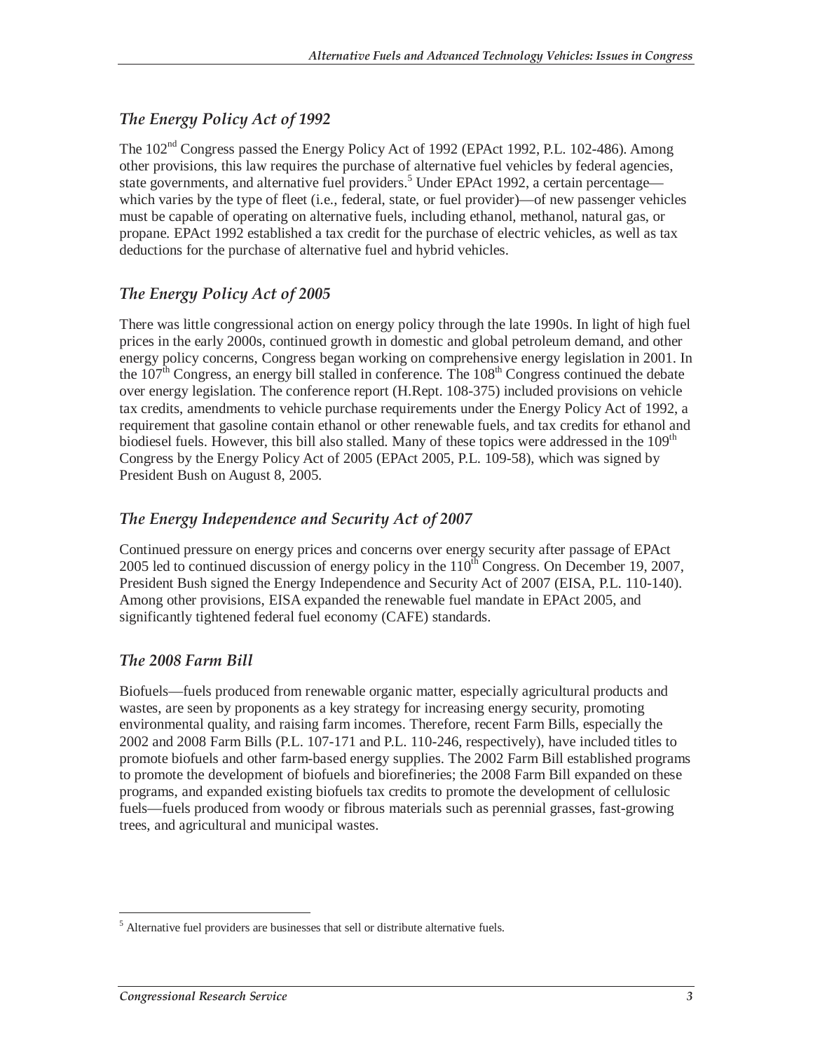### *The Energy Policy Act of 1992*

The 102nd Congress passed the Energy Policy Act of 1992 (EPAct 1992, P.L. 102-486). Among other provisions, this law requires the purchase of alternative fuel vehicles by federal agencies, state governments, and alternative fuel providers.[5] Under EPAct 1992, a certain percentage—which varies by the type of fleet (i.e., federal, state, or fuel provider)—of new passenger vehicles must be capable of operating on alternative fuels, including ethanol, methanol, natural gas, or propane. EPAct 1992 established a tax credit for the purchase of electric vehicles, as well as tax deductions for the purchase of alternative fuel and hybrid vehicles.

### *The Energy Policy Act of 2005*

There was little congressional action on energy policy through the late 1990s. In light of high fuel prices in the early 2000s, continued growth in domestic and global petroleum demand, and other energy policy concerns, Congress began working on comprehensive energy legislation in 2001. In the 107th Congress, an energy bill stalled in conference. The 108th Congress continued the debate over energy legislation. The conference report (H.Rept. 108-375) included provisions on vehicle tax credits, amendments to vehicle purchase requirements under the Energy Policy Act of 1992, a requirement that gasoline contain ethanol or other renewable fuels, and tax credits for ethanol and biodiesel fuels. However, this bill also stalled. Many of these topics were addressed in the 109th Congress by the Energy Policy Act of 2005 (EPAct 2005, P.L. 109-58), which was signed by President Bush on August 8, 2005.

### *The Energy Independence and Security Act of 2007*

Continued pressure on energy prices and concerns over energy security after passage of EPAct 2005 led to continued discussion of energy policy in the 110th Congress. On December 19, 2007, President Bush signed the Energy Independence and Security Act of 2007 (EISA, P.L. 110-140). Among other provisions, EISA expanded the renewable fuel mandate in EPAct 2005, and significantly tightened federal fuel economy (CAFE) standards.

### *The 2008 Farm Bill*

Biofuels—fuels produced from renewable organic matter, especially agricultural products and wastes, are seen by proponents as a key strategy for increasing energy security, promoting environmental quality, and raising farm incomes. Therefore, recent Farm Bills, especially the 2002 and 2008 Farm Bills (P.L. 107-171 and P.L. 110-246, respectively), have included titles to promote biofuels and other farm-based energy supplies. The 2002 Farm Bill established programs to promote the development of biofuels and biorefineries; the 2008 Farm Bill expanded on these programs, and expanded existing biofuels tax credits to promote the development of cellulosic fuels—fuels produced from woody or fibrous materials such as perennial grasses, fast-growing trees, and agricultural and municipal wastes.

[5] Alternative fuel providers are businesses that sell or distribute alternative fuels.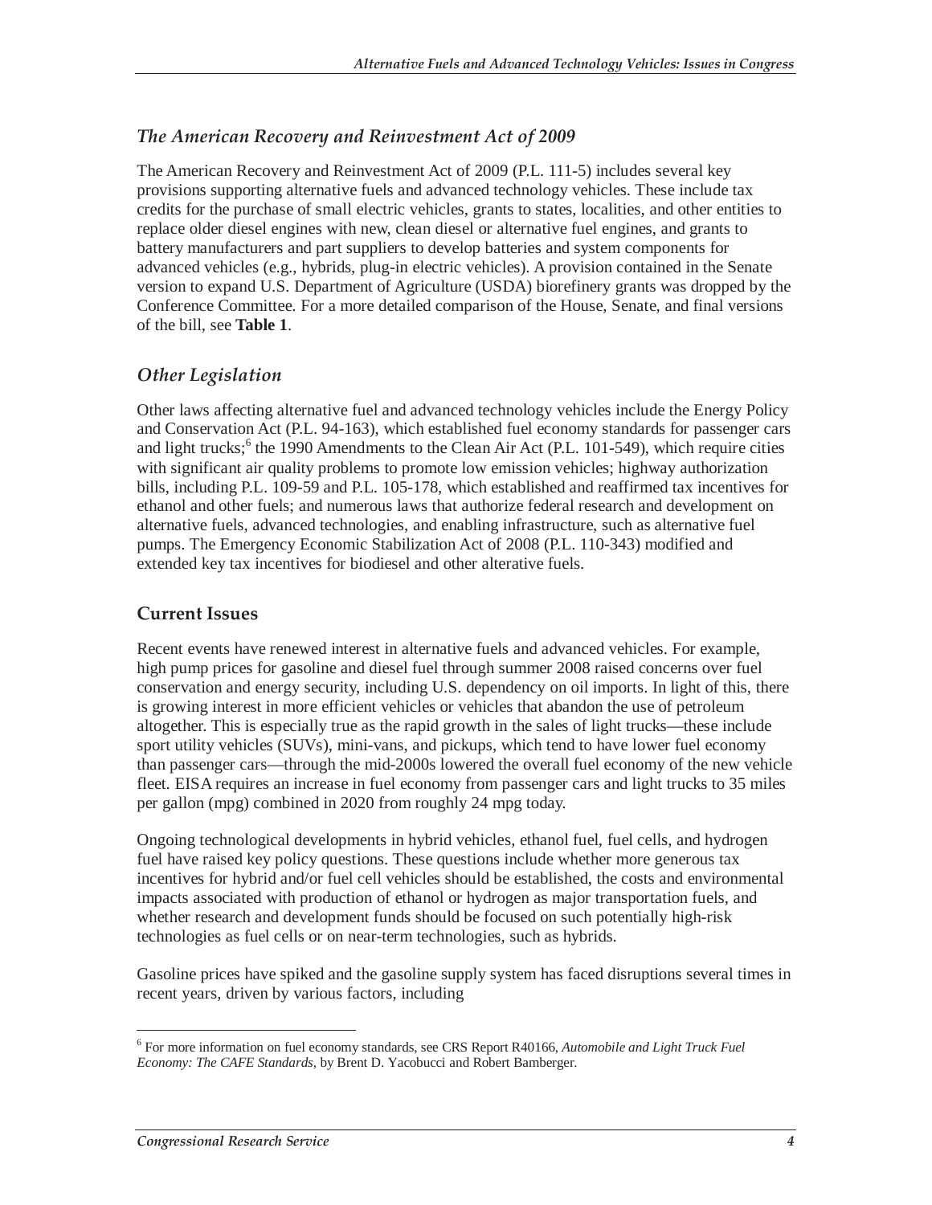### *The American Recovery and Reinvestment Act of 2009*

The American Recovery and Reinvestment Act of 2009 (P.L. 111-5) includes several key provisions supporting alternative fuels and advanced technology vehicles. These include tax credits for the purchase of small electric vehicles, grants to states, localities, and other entities to replace older diesel engines with new, clean diesel or alternative fuel engines, and grants to battery manufacturers and part suppliers to develop batteries and system components for advanced vehicles (e.g., hybrids, plug-in electric vehicles). A provision contained in the Senate version to expand U.S. Department of Agriculture (USDA) biorefinery grants was dropped by the Conference Committee. For a more detailed comparison of the House, Senate, and final versions of the bill, see **Table 1**.

### *Other Legislation*

Other laws affecting alternative fuel and advanced technology vehicles include the Energy Policy and Conservation Act (P.L. 94-163), which established fuel economy standards for passenger cars and light trucks;[6] the 1990 Amendments to the Clean Air Act (P.L. 101-549), which require cities with significant air quality problems to promote low emission vehicles; highway authorization bills, including P.L. 109-59 and P.L. 105-178, which established and reaffirmed tax incentives for ethanol and other fuels; and numerous laws that authorize federal research and development on alternative fuels, advanced technologies, and enabling infrastructure, such as alternative fuel pumps. The Emergency Economic Stabilization Act of 2008 (P.L. 110-343) modified and extended key tax incentives for biodiesel and other alterative fuels.

## Current Issues

Recent events have renewed interest in alternative fuels and advanced vehicles. For example, high pump prices for gasoline and diesel fuel through summer 2008 raised concerns over fuel conservation and energy security, including U.S. dependency on oil imports. In light of this, there is growing interest in more efficient vehicles or vehicles that abandon the use of petroleum altogether. This is especially true as the rapid growth in the sales of light trucks—these include sport utility vehicles (SUVs), mini-vans, and pickups, which tend to have lower fuel economy than passenger cars—through the mid-2000s lowered the overall fuel economy of the new vehicle fleet. EISA requires an increase in fuel economy from passenger cars and light trucks to 35 miles per gallon (mpg) combined in 2020 from roughly 24 mpg today.

Ongoing technological developments in hybrid vehicles, ethanol fuel, fuel cells, and hydrogen fuel have raised key policy questions. These questions include whether more generous tax incentives for hybrid and/or fuel cell vehicles should be established, the costs and environmental impacts associated with production of ethanol or hydrogen as major transportation fuels, and whether research and development funds should be focused on such potentially high-risk technologies as fuel cells or on near-term technologies, such as hybrids.

Gasoline prices have spiked and the gasoline supply system has faced disruptions several times in recent years, driven by various factors, including

---

[6] For more information on fuel economy standards, see CRS Report R40166, *Automobile and Light Truck Fuel Economy: The CAFE Standards*, by Brent D. Yacobucci and Robert Bamberger.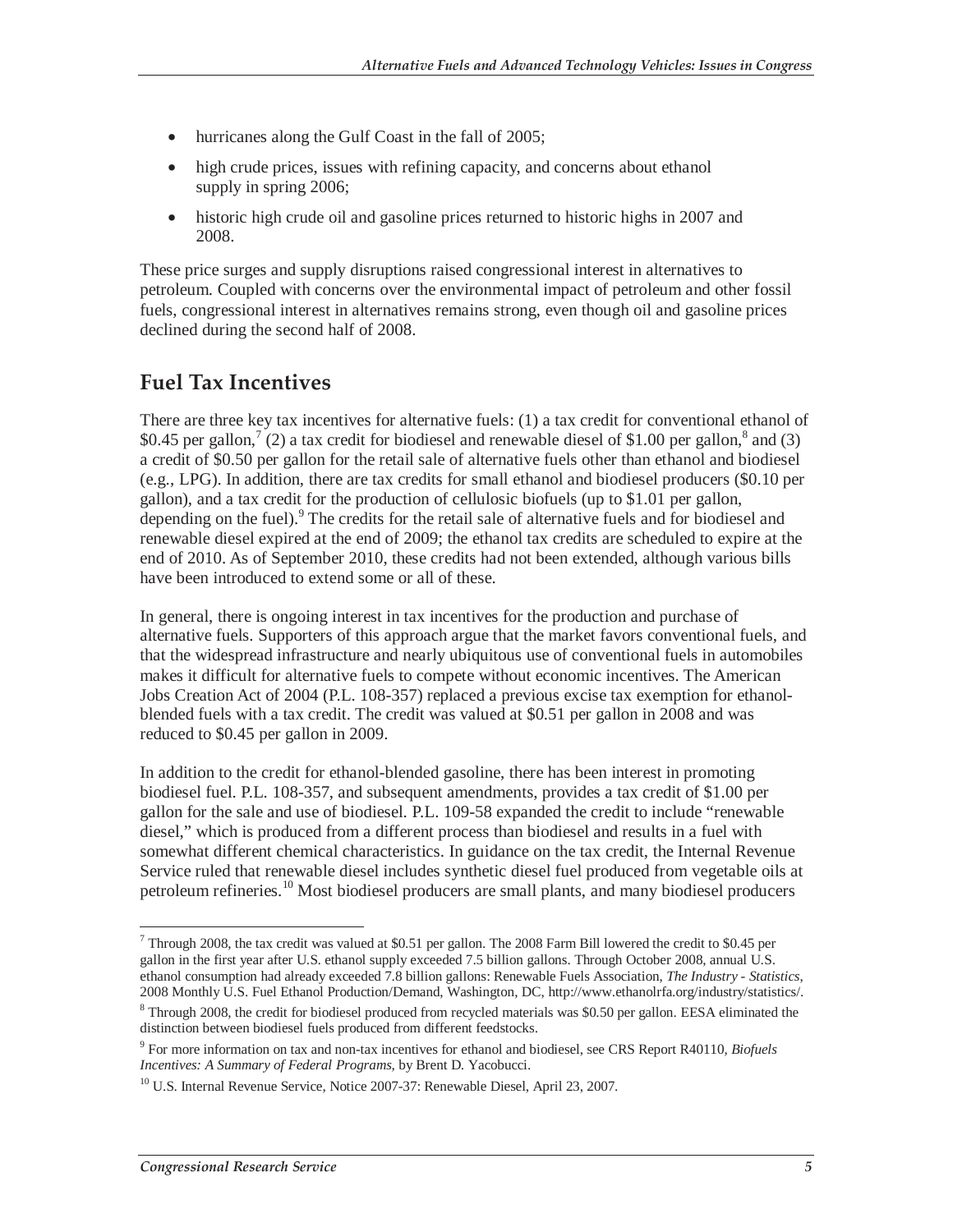- hurricanes along the Gulf Coast in the fall of 2005;
- high crude prices, issues with refining capacity, and concerns about ethanol supply in spring 2006;
- historic high crude oil and gasoline prices returned to historic highs in 2007 and 2008.

These price surges and supply disruptions raised congressional interest in alternatives to petroleum. Coupled with concerns over the environmental impact of petroleum and other fossil fuels, congressional interest in alternatives remains strong, even though oil and gasoline prices declined during the second half of 2008.

## Fuel Tax Incentives

There are three key tax incentives for alternative fuels: (1) a tax credit for conventional ethanol of \$0.45 per gallon,[7] (2) a tax credit for biodiesel and renewable diesel of \$1.00 per gallon,[8] and (3) a credit of \$0.50 per gallon for the retail sale of alternative fuels other than ethanol and biodiesel (e.g., LPG). In addition, there are tax credits for small ethanol and biodiesel producers (\$0.10 per gallon), and a tax credit for the production of cellulosic biofuels (up to \$1.01 per gallon, depending on the fuel).[9] The credits for the retail sale of alternative fuels and for biodiesel and renewable diesel expired at the end of 2009; the ethanol tax credits are scheduled to expire at the end of 2010. As of September 2010, these credits had not been extended, although various bills have been introduced to extend some or all of these.

In general, there is ongoing interest in tax incentives for the production and purchase of alternative fuels. Supporters of this approach argue that the market favors conventional fuels, and that the widespread infrastructure and nearly ubiquitous use of conventional fuels in automobiles makes it difficult for alternative fuels to compete without economic incentives. The American Jobs Creation Act of 2004 (P.L. 108-357) replaced a previous excise tax exemption for ethanol-blended fuels with a tax credit. The credit was valued at \$0.51 per gallon in 2008 and was reduced to \$0.45 per gallon in 2009.

In addition to the credit for ethanol-blended gasoline, there has been interest in promoting biodiesel fuel. P.L. 108-357, and subsequent amendments, provides a tax credit of \$1.00 per gallon for the sale and use of biodiesel. P.L. 109-58 expanded the credit to include "renewable diesel," which is produced from a different process than biodiesel and results in a fuel with somewhat different chemical characteristics. In guidance on the tax credit, the Internal Revenue Service ruled that renewable diesel includes synthetic diesel fuel produced from vegetable oils at petroleum refineries.[10] Most biodiesel producers are small plants, and many biodiesel producers

---

[7] Through 2008, the tax credit was valued at \$0.51 per gallon. The 2008 Farm Bill lowered the credit to \$0.45 per gallon in the first year after U.S. ethanol supply exceeded 7.5 billion gallons. Through October 2008, annual U.S. ethanol consumption had already exceeded 7.8 billion gallons: Renewable Fuels Association, *The Industry - Statistics*, 2008 Monthly U.S. Fuel Ethanol Production/Demand, Washington, DC, http://www.ethanolrfa.org/industry/statistics/.

[8] Through 2008, the credit for biodiesel produced from recycled materials was \$0.50 per gallon. EESA eliminated the distinction between biodiesel fuels produced from different feedstocks.

[9] For more information on tax and non-tax incentives for ethanol and biodiesel, see CRS Report R40110, *Biofuels Incentives: A Summary of Federal Programs*, by Brent D. Yacobucci.

[10] U.S. Internal Revenue Service, Notice 2007-37: Renewable Diesel, April 23, 2007.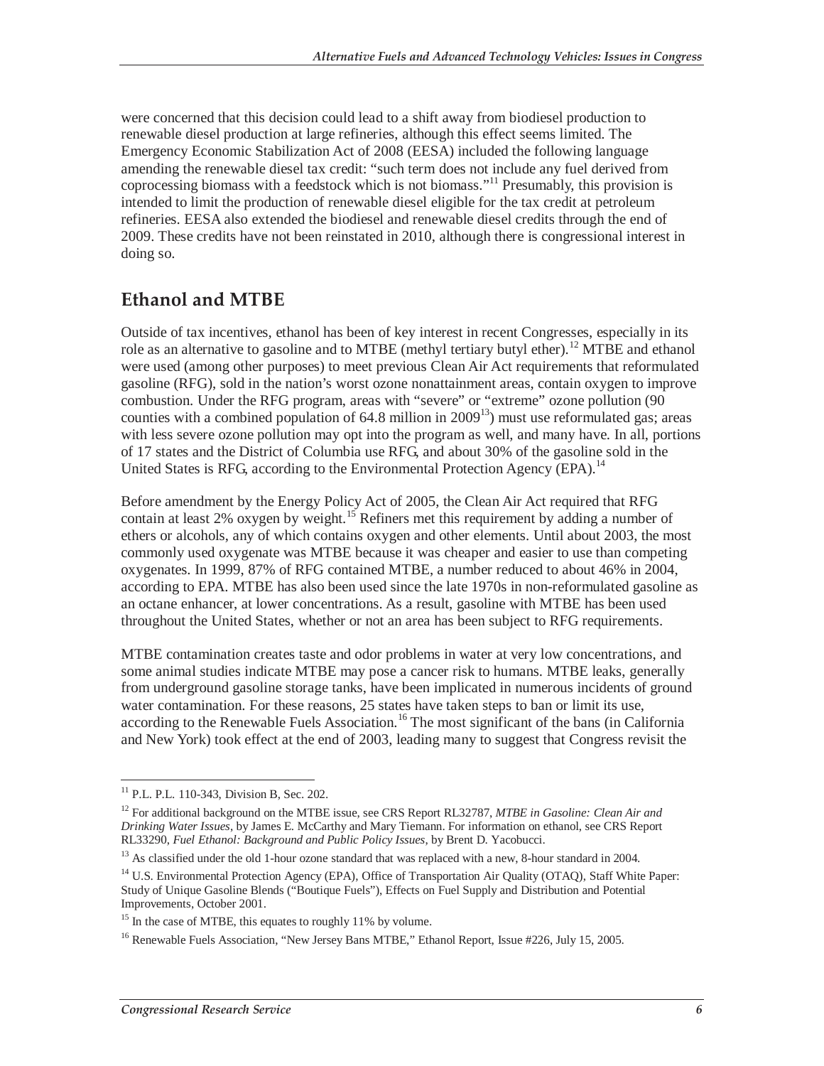were concerned that this decision could lead to a shift away from biodiesel production to renewable diesel production at large refineries, although this effect seems limited. The Emergency Economic Stabilization Act of 2008 (EESA) included the following language amending the renewable diesel tax credit: "such term does not include any fuel derived from coprocessing biomass with a feedstock which is not biomass."[11] Presumably, this provision is intended to limit the production of renewable diesel eligible for the tax credit at petroleum refineries. EESA also extended the biodiesel and renewable diesel credits through the end of 2009. These credits have not been reinstated in 2010, although there is congressional interest in doing so.

## Ethanol and MTBE

Outside of tax incentives, ethanol has been of key interest in recent Congresses, especially in its role as an alternative to gasoline and to MTBE (methyl tertiary butyl ether).[12] MTBE and ethanol were used (among other purposes) to meet previous Clean Air Act requirements that reformulated gasoline (RFG), sold in the nation's worst ozone nonattainment areas, contain oxygen to improve combustion. Under the RFG program, areas with "severe" or "extreme" ozone pollution (90 counties with a combined population of 64.8 million in 2009[13]) must use reformulated gas; areas with less severe ozone pollution may opt into the program as well, and many have. In all, portions of 17 states and the District of Columbia use RFG, and about 30% of the gasoline sold in the United States is RFG, according to the Environmental Protection Agency (EPA).[14]

Before amendment by the Energy Policy Act of 2005, the Clean Air Act required that RFG contain at least 2% oxygen by weight.[15] Refiners met this requirement by adding a number of ethers or alcohols, any of which contains oxygen and other elements. Until about 2003, the most commonly used oxygenate was MTBE because it was cheaper and easier to use than competing oxygenates. In 1999, 87% of RFG contained MTBE, a number reduced to about 46% in 2004, according to EPA. MTBE has also been used since the late 1970s in non-reformulated gasoline as an octane enhancer, at lower concentrations. As a result, gasoline with MTBE has been used throughout the United States, whether or not an area has been subject to RFG requirements.

MTBE contamination creates taste and odor problems in water at very low concentrations, and some animal studies indicate MTBE may pose a cancer risk to humans. MTBE leaks, generally from underground gasoline storage tanks, have been implicated in numerous incidents of ground water contamination. For these reasons, 25 states have taken steps to ban or limit its use, according to the Renewable Fuels Association.[16] The most significant of the bans (in California and New York) took effect at the end of 2003, leading many to suggest that Congress revisit the

---

[11] P.L. P.L. 110-343, Division B, Sec. 202.

[12] For additional background on the MTBE issue, see CRS Report RL32787, *MTBE in Gasoline: Clean Air and Drinking Water Issues*, by James E. McCarthy and Mary Tiemann. For information on ethanol, see CRS Report RL33290, *Fuel Ethanol: Background and Public Policy Issues*, by Brent D. Yacobucci.

[13] As classified under the old 1-hour ozone standard that was replaced with a new, 8-hour standard in 2004.

[14] U.S. Environmental Protection Agency (EPA), Office of Transportation Air Quality (OTAQ), Staff White Paper: Study of Unique Gasoline Blends ("Boutique Fuels"), Effects on Fuel Supply and Distribution and Potential Improvements, October 2001.

[15] In the case of MTBE, this equates to roughly 11% by volume.

[16] Renewable Fuels Association, "New Jersey Bans MTBE," Ethanol Report, Issue #226, July 15, 2005.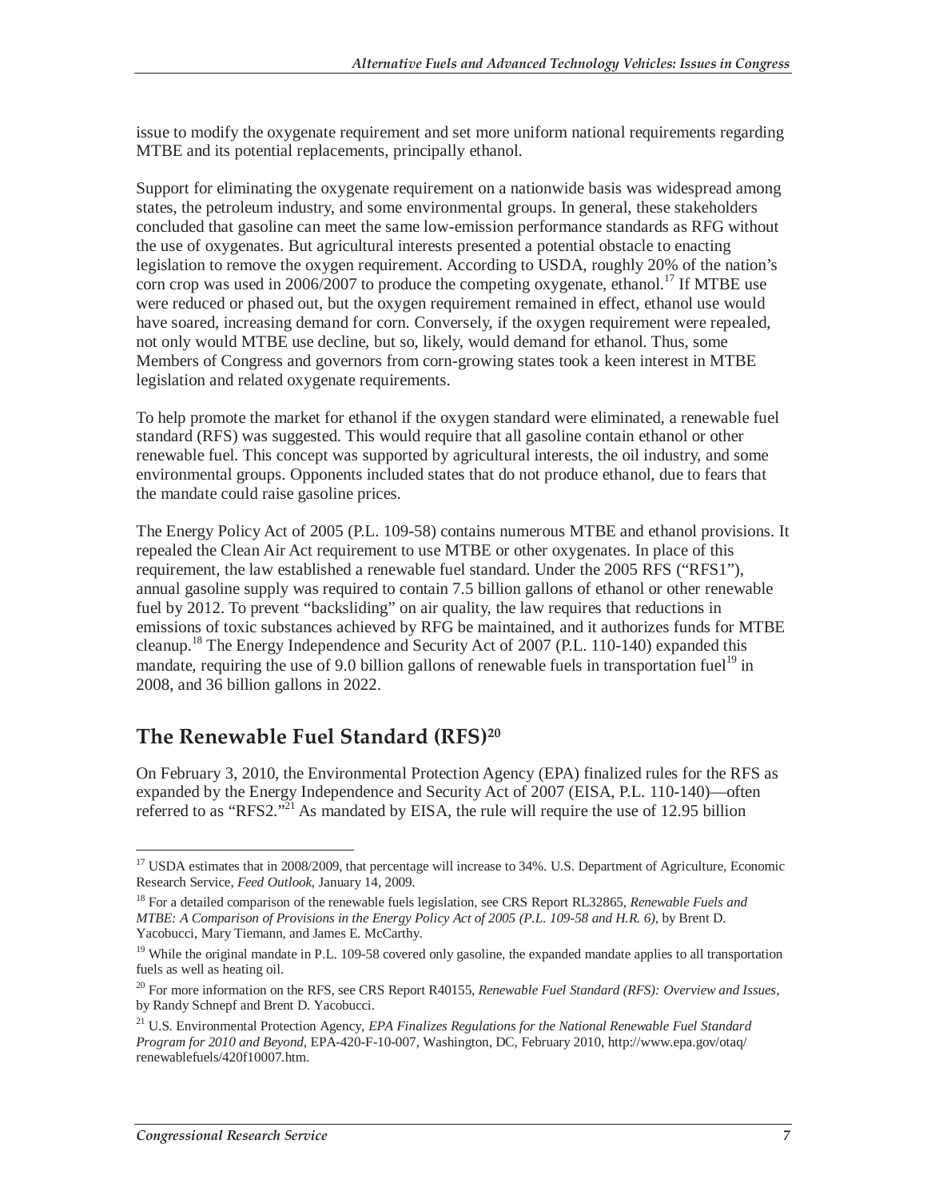issue to modify the oxygenate requirement and set more uniform national requirements regarding MTBE and its potential replacements, principally ethanol.

Support for eliminating the oxygenate requirement on a nationwide basis was widespread among states, the petroleum industry, and some environmental groups. In general, these stakeholders concluded that gasoline can meet the same low-emission performance standards as RFG without the use of oxygenates. But agricultural interests presented a potential obstacle to enacting legislation to remove the oxygen requirement. According to USDA, roughly 20% of the nation's corn crop was used in 2006/2007 to produce the competing oxygenate, ethanol.[17] If MTBE use were reduced or phased out, but the oxygen requirement remained in effect, ethanol use would have soared, increasing demand for corn. Conversely, if the oxygen requirement were repealed, not only would MTBE use decline, but so, likely, would demand for ethanol. Thus, some Members of Congress and governors from corn-growing states took a keen interest in MTBE legislation and related oxygenate requirements.

To help promote the market for ethanol if the oxygen standard were eliminated, a renewable fuel standard (RFS) was suggested. This would require that all gasoline contain ethanol or other renewable fuel. This concept was supported by agricultural interests, the oil industry, and some environmental groups. Opponents included states that do not produce ethanol, due to fears that the mandate could raise gasoline prices.

The Energy Policy Act of 2005 (P.L. 109-58) contains numerous MTBE and ethanol provisions. It repealed the Clean Air Act requirement to use MTBE or other oxygenates. In place of this requirement, the law established a renewable fuel standard. Under the 2005 RFS ("RFS1"), annual gasoline supply was required to contain 7.5 billion gallons of ethanol or other renewable fuel by 2012. To prevent "backsliding" on air quality, the law requires that reductions in emissions of toxic substances achieved by RFG be maintained, and it authorizes funds for MTBE cleanup.[18] The Energy Independence and Security Act of 2007 (P.L. 110-140) expanded this mandate, requiring the use of 9.0 billion gallons of renewable fuels in transportation fuel[19] in 2008, and 36 billion gallons in 2022.

## The Renewable Fuel Standard (RFS)[20]

On February 3, 2010, the Environmental Protection Agency (EPA) finalized rules for the RFS as expanded by the Energy Independence and Security Act of 2007 (EISA, P.L. 110-140)—often referred to as "RFS2."[21] As mandated by EISA, the rule will require the use of 12.95 billion

---

[17] USDA estimates that in 2008/2009, that percentage will increase to 34%. U.S. Department of Agriculture, Economic Research Service, *Feed Outlook*, January 14, 2009.

[18] For a detailed comparison of the renewable fuels legislation, see CRS Report RL32865, *Renewable Fuels and MTBE: A Comparison of Provisions in the Energy Policy Act of 2005 (P.L. 109-58 and H.R. 6)*, by Brent D. Yacobucci, Mary Tiemann, and James E. McCarthy.

[19] While the original mandate in P.L. 109-58 covered only gasoline, the expanded mandate applies to all transportation fuels as well as heating oil.

[20] For more information on the RFS, see CRS Report R40155, *Renewable Fuel Standard (RFS): Overview and Issues*, by Randy Schnepf and Brent D. Yacobucci.

[21] U.S. Environmental Protection Agency, *EPA Finalizes Regulations for the National Renewable Fuel Standard Program for 2010 and Beyond*, EPA-420-F-10-007, Washington, DC, February 2010, http://www.epa.gov/otaq/renewablefuels/420f10007.htm.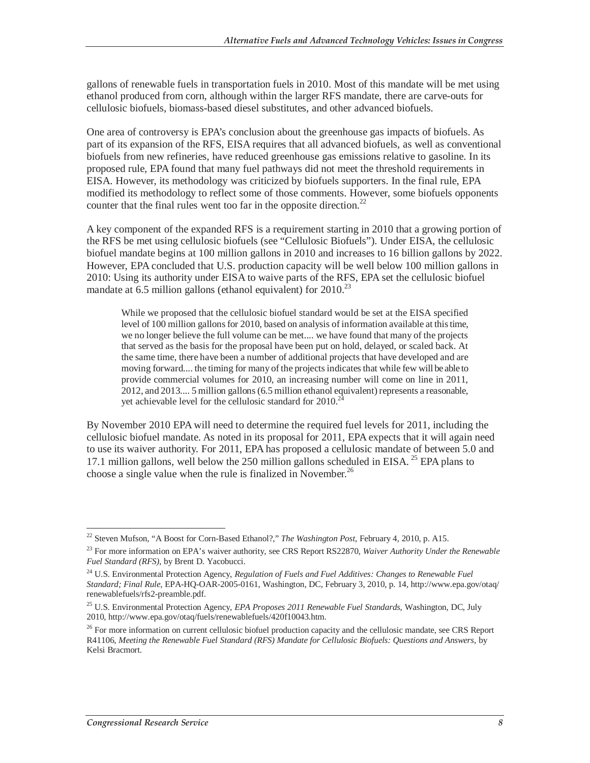gallons of renewable fuels in transportation fuels in 2010. Most of this mandate will be met using ethanol produced from corn, although within the larger RFS mandate, there are carve-outs for cellulosic biofuels, biomass-based diesel substitutes, and other advanced biofuels.

One area of controversy is EPA's conclusion about the greenhouse gas impacts of biofuels. As part of its expansion of the RFS, EISA requires that all advanced biofuels, as well as conventional biofuels from new refineries, have reduced greenhouse gas emissions relative to gasoline. In its proposed rule, EPA found that many fuel pathways did not meet the threshold requirements in EISA. However, its methodology was criticized by biofuels supporters. In the final rule, EPA modified its methodology to reflect some of those comments. However, some biofuels opponents counter that the final rules went too far in the opposite direction.[22]

A key component of the expanded RFS is a requirement starting in 2010 that a growing portion of the RFS be met using cellulosic biofuels (see "Cellulosic Biofuels"). Under EISA, the cellulosic biofuel mandate begins at 100 million gallons in 2010 and increases to 16 billion gallons by 2022. However, EPA concluded that U.S. production capacity will be well below 100 million gallons in 2010: Using its authority under EISA to waive parts of the RFS, EPA set the cellulosic biofuel mandate at 6.5 million gallons (ethanol equivalent) for 2010.[23]

> While we proposed that the cellulosic biofuel standard would be set at the EISA specified level of 100 million gallons for 2010, based on analysis of information available at this time, we no longer believe the full volume can be met.... we have found that many of the projects that served as the basis for the proposal have been put on hold, delayed, or scaled back. At the same time, there have been a number of additional projects that have developed and are moving forward.... the timing for many of the projects indicates that while few will be able to provide commercial volumes for 2010, an increasing number will come on line in 2011, 2012, and 2013.... 5 million gallons (6.5 million ethanol equivalent) represents a reasonable, yet achievable level for the cellulosic standard for 2010.[24]

By November 2010 EPA will need to determine the required fuel levels for 2011, including the cellulosic biofuel mandate. As noted in its proposal for 2011, EPA expects that it will again need to use its waiver authority. For 2011, EPA has proposed a cellulosic mandate of between 5.0 and 17.1 million gallons, well below the 250 million gallons scheduled in EISA.[25] EPA plans to choose a single value when the rule is finalized in November.[26]

---

[22] Steven Mufson, "A Boost for Corn-Based Ethanol?," *The Washington Post*, February 4, 2010, p. A15.

[23] For more information on EPA's waiver authority, see CRS Report RS22870, *Waiver Authority Under the Renewable Fuel Standard (RFS)*, by Brent D. Yacobucci.

[24] U.S. Environmental Protection Agency, *Regulation of Fuels and Fuel Additives: Changes to Renewable Fuel Standard; Final Rule*, EPA-HQ-OAR-2005-0161, Washington, DC, February 3, 2010, p. 14, http://www.epa.gov/otaq/renewablefuels/rfs2-preamble.pdf.

[25] U.S. Environmental Protection Agency, *EPA Proposes 2011 Renewable Fuel Standards*, Washington, DC, July 2010, http://www.epa.gov/otaq/fuels/renewablefuels/420f10043.htm.

[26] For more information on current cellulosic biofuel production capacity and the cellulosic mandate, see CRS Report R41106, *Meeting the Renewable Fuel Standard (RFS) Mandate for Cellulosic Biofuels: Questions and Answers*, by Kelsi Bracmort.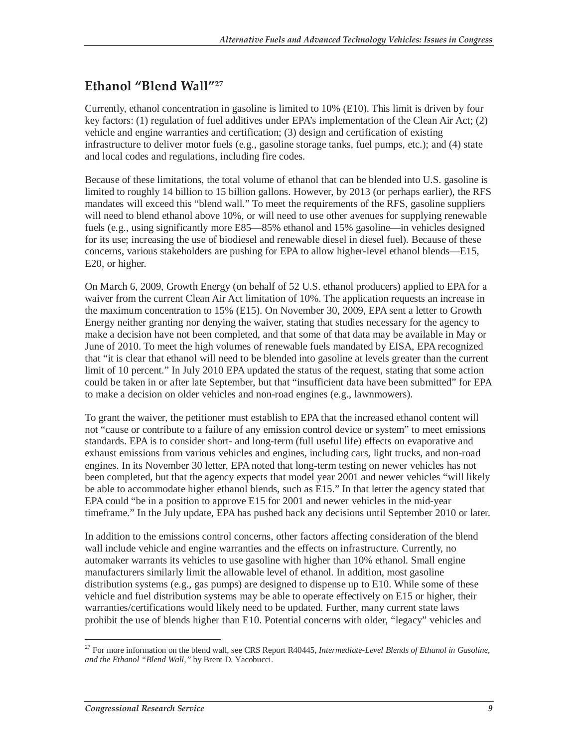## Ethanol "Blend Wall"[27]

Currently, ethanol concentration in gasoline is limited to 10% (E10). This limit is driven by four key factors: (1) regulation of fuel additives under EPA's implementation of the Clean Air Act; (2) vehicle and engine warranties and certification; (3) design and certification of existing infrastructure to deliver motor fuels (e.g., gasoline storage tanks, fuel pumps, etc.); and (4) state and local codes and regulations, including fire codes.

Because of these limitations, the total volume of ethanol that can be blended into U.S. gasoline is limited to roughly 14 billion to 15 billion gallons. However, by 2013 (or perhaps earlier), the RFS mandates will exceed this "blend wall." To meet the requirements of the RFS, gasoline suppliers will need to blend ethanol above 10%, or will need to use other avenues for supplying renewable fuels (e.g., using significantly more E85—85% ethanol and 15% gasoline—in vehicles designed for its use; increasing the use of biodiesel and renewable diesel in diesel fuel). Because of these concerns, various stakeholders are pushing for EPA to allow higher-level ethanol blends—E15, E20, or higher.

On March 6, 2009, Growth Energy (on behalf of 52 U.S. ethanol producers) applied to EPA for a waiver from the current Clean Air Act limitation of 10%. The application requests an increase in the maximum concentration to 15% (E15). On November 30, 2009, EPA sent a letter to Growth Energy neither granting nor denying the waiver, stating that studies necessary for the agency to make a decision have not been completed, and that some of that data may be available in May or June of 2010. To meet the high volumes of renewable fuels mandated by EISA, EPA recognized that "it is clear that ethanol will need to be blended into gasoline at levels greater than the current limit of 10 percent." In July 2010 EPA updated the status of the request, stating that some action could be taken in or after late September, but that "insufficient data have been submitted" for EPA to make a decision on older vehicles and non-road engines (e.g., lawnmowers).

To grant the waiver, the petitioner must establish to EPA that the increased ethanol content will not "cause or contribute to a failure of any emission control device or system" to meet emissions standards. EPA is to consider short- and long-term (full useful life) effects on evaporative and exhaust emissions from various vehicles and engines, including cars, light trucks, and non-road engines. In its November 30 letter, EPA noted that long-term testing on newer vehicles has not been completed, but that the agency expects that model year 2001 and newer vehicles "will likely be able to accommodate higher ethanol blends, such as E15." In that letter the agency stated that EPA could "be in a position to approve E15 for 2001 and newer vehicles in the mid-year timeframe." In the July update, EPA has pushed back any decisions until September 2010 or later.

In addition to the emissions control concerns, other factors affecting consideration of the blend wall include vehicle and engine warranties and the effects on infrastructure. Currently, no automaker warrants its vehicles to use gasoline with higher than 10% ethanol. Small engine manufacturers similarly limit the allowable level of ethanol. In addition, most gasoline distribution systems (e.g., gas pumps) are designed to dispense up to E10. While some of these vehicle and fuel distribution systems may be able to operate effectively on E15 or higher, their warranties/certifications would likely need to be updated. Further, many current state laws prohibit the use of blends higher than E10. Potential concerns with older, "legacy" vehicles and

[27] For more information on the blend wall, see CRS Report R40445, *Intermediate-Level Blends of Ethanol in Gasoline, and the Ethanol "Blend Wall,"* by Brent D. Yacobucci.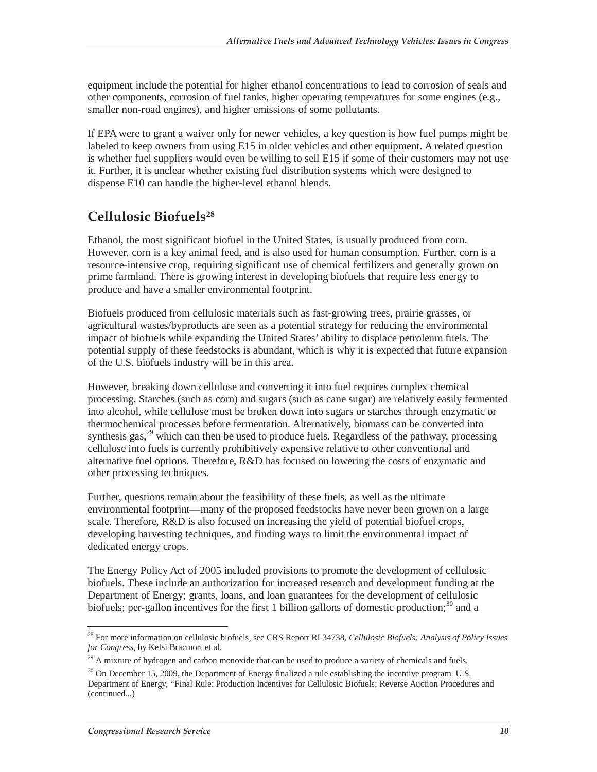equipment include the potential for higher ethanol concentrations to lead to corrosion of seals and other components, corrosion of fuel tanks, higher operating temperatures for some engines (e.g., smaller non-road engines), and higher emissions of some pollutants.

If EPA were to grant a waiver only for newer vehicles, a key question is how fuel pumps might be labeled to keep owners from using E15 in older vehicles and other equipment. A related question is whether fuel suppliers would even be willing to sell E15 if some of their customers may not use it. Further, it is unclear whether existing fuel distribution systems which were designed to dispense E10 can handle the higher-level ethanol blends.

## Cellulosic Biofuels[28]

Ethanol, the most significant biofuel in the United States, is usually produced from corn. However, corn is a key animal feed, and is also used for human consumption. Further, corn is a resource-intensive crop, requiring significant use of chemical fertilizers and generally grown on prime farmland. There is growing interest in developing biofuels that require less energy to produce and have a smaller environmental footprint.

Biofuels produced from cellulosic materials such as fast-growing trees, prairie grasses, or agricultural wastes/byproducts are seen as a potential strategy for reducing the environmental impact of biofuels while expanding the United States' ability to displace petroleum fuels. The potential supply of these feedstocks is abundant, which is why it is expected that future expansion of the U.S. biofuels industry will be in this area.

However, breaking down cellulose and converting it into fuel requires complex chemical processing. Starches (such as corn) and sugars (such as cane sugar) are relatively easily fermented into alcohol, while cellulose must be broken down into sugars or starches through enzymatic or thermochemical processes before fermentation. Alternatively, biomass can be converted into synthesis gas,[29] which can then be used to produce fuels. Regardless of the pathway, processing cellulose into fuels is currently prohibitively expensive relative to other conventional and alternative fuel options. Therefore, R&D has focused on lowering the costs of enzymatic and other processing techniques.

Further, questions remain about the feasibility of these fuels, as well as the ultimate environmental footprint—many of the proposed feedstocks have never been grown on a large scale. Therefore, R&D is also focused on increasing the yield of potential biofuel crops, developing harvesting techniques, and finding ways to limit the environmental impact of dedicated energy crops.

The Energy Policy Act of 2005 included provisions to promote the development of cellulosic biofuels. These include an authorization for increased research and development funding at the Department of Energy; grants, loans, and loan guarantees for the development of cellulosic biofuels; per-gallon incentives for the first 1 billion gallons of domestic production;[30] and a

---

[28] For more information on cellulosic biofuels, see CRS Report RL34738, *Cellulosic Biofuels: Analysis of Policy Issues for Congress*, by Kelsi Bracmort et al.

[29] A mixture of hydrogen and carbon monoxide that can be used to produce a variety of chemicals and fuels.

[30] On December 15, 2009, the Department of Energy finalized a rule establishing the incentive program. U.S. Department of Energy, "Final Rule: Production Incentives for Cellulosic Biofuels; Reverse Auction Procedures and (continued...)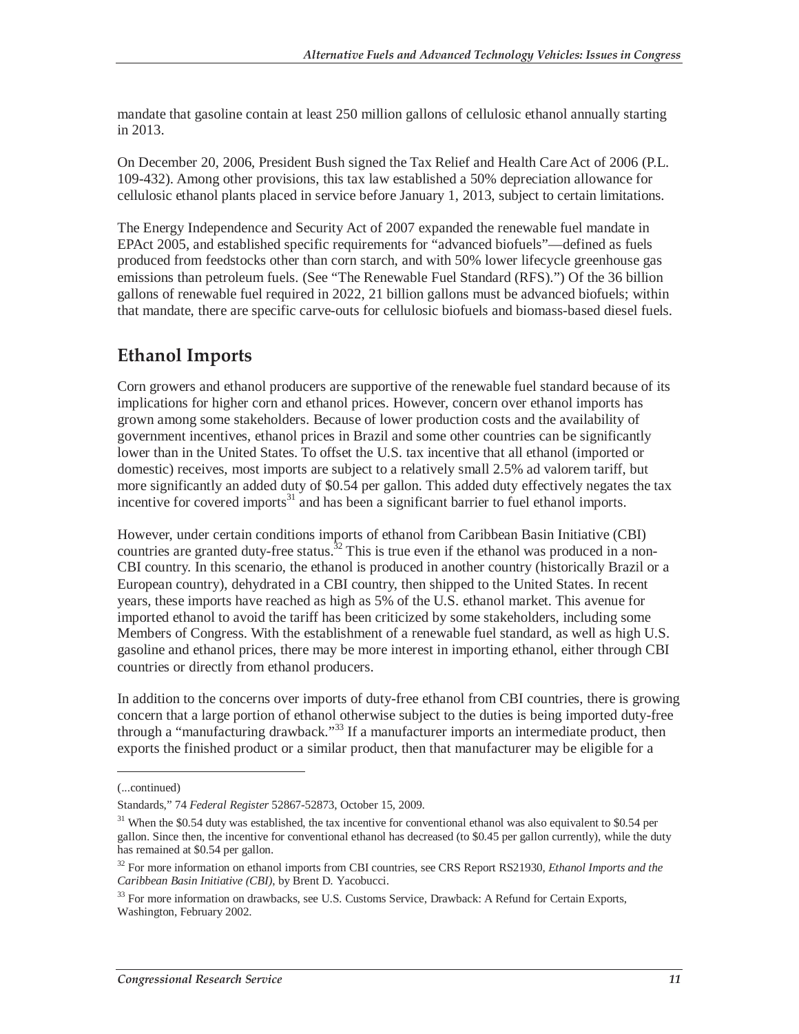mandate that gasoline contain at least 250 million gallons of cellulosic ethanol annually starting in 2013.

On December 20, 2006, President Bush signed the Tax Relief and Health Care Act of 2006 (P.L. 109-432). Among other provisions, this tax law established a 50% depreciation allowance for cellulosic ethanol plants placed in service before January 1, 2013, subject to certain limitations.

The Energy Independence and Security Act of 2007 expanded the renewable fuel mandate in EPAct 2005, and established specific requirements for "advanced biofuels"—defined as fuels produced from feedstocks other than corn starch, and with 50% lower lifecycle greenhouse gas emissions than petroleum fuels. (See "The Renewable Fuel Standard (RFS).") Of the 36 billion gallons of renewable fuel required in 2022, 21 billion gallons must be advanced biofuels; within that mandate, there are specific carve-outs for cellulosic biofuels and biomass-based diesel fuels.

## Ethanol Imports

Corn growers and ethanol producers are supportive of the renewable fuel standard because of its implications for higher corn and ethanol prices. However, concern over ethanol imports has grown among some stakeholders. Because of lower production costs and the availability of government incentives, ethanol prices in Brazil and some other countries can be significantly lower than in the United States. To offset the U.S. tax incentive that all ethanol (imported or domestic) receives, most imports are subject to a relatively small 2.5% ad valorem tariff, but more significantly an added duty of $0.54 per gallon. This added duty effectively negates the tax incentive for covered imports[31] and has been a significant barrier to fuel ethanol imports.

However, under certain conditions imports of ethanol from Caribbean Basin Initiative (CBI) countries are granted duty-free status.[32] This is true even if the ethanol was produced in a non-CBI country. In this scenario, the ethanol is produced in another country (historically Brazil or a European country), dehydrated in a CBI country, then shipped to the United States. In recent years, these imports have reached as high as 5% of the U.S. ethanol market. This avenue for imported ethanol to avoid the tariff has been criticized by some stakeholders, including some Members of Congress. With the establishment of a renewable fuel standard, as well as high U.S. gasoline and ethanol prices, there may be more interest in importing ethanol, either through CBI countries or directly from ethanol producers.

In addition to the concerns over imports of duty-free ethanol from CBI countries, there is growing concern that a large portion of ethanol otherwise subject to the duties is being imported duty-free through a "manufacturing drawback."[33] If a manufacturer imports an intermediate product, then exports the finished product or a similar product, then that manufacturer may be eligible for a

---

(...continued)

Standards," 74 *Federal Register* 52867-52873, October 15, 2009.

[31] When the $0.54 duty was established, the tax incentive for conventional ethanol was also equivalent to $0.54 per gallon. Since then, the incentive for conventional ethanol has decreased (to $0.45 per gallon currently), while the duty has remained at $0.54 per gallon.

[32] For more information on ethanol imports from CBI countries, see CRS Report RS21930, *Ethanol Imports and the Caribbean Basin Initiative (CBI)*, by Brent D. Yacobucci.

[33] For more information on drawbacks, see U.S. Customs Service, Drawback: A Refund for Certain Exports, Washington, February 2002.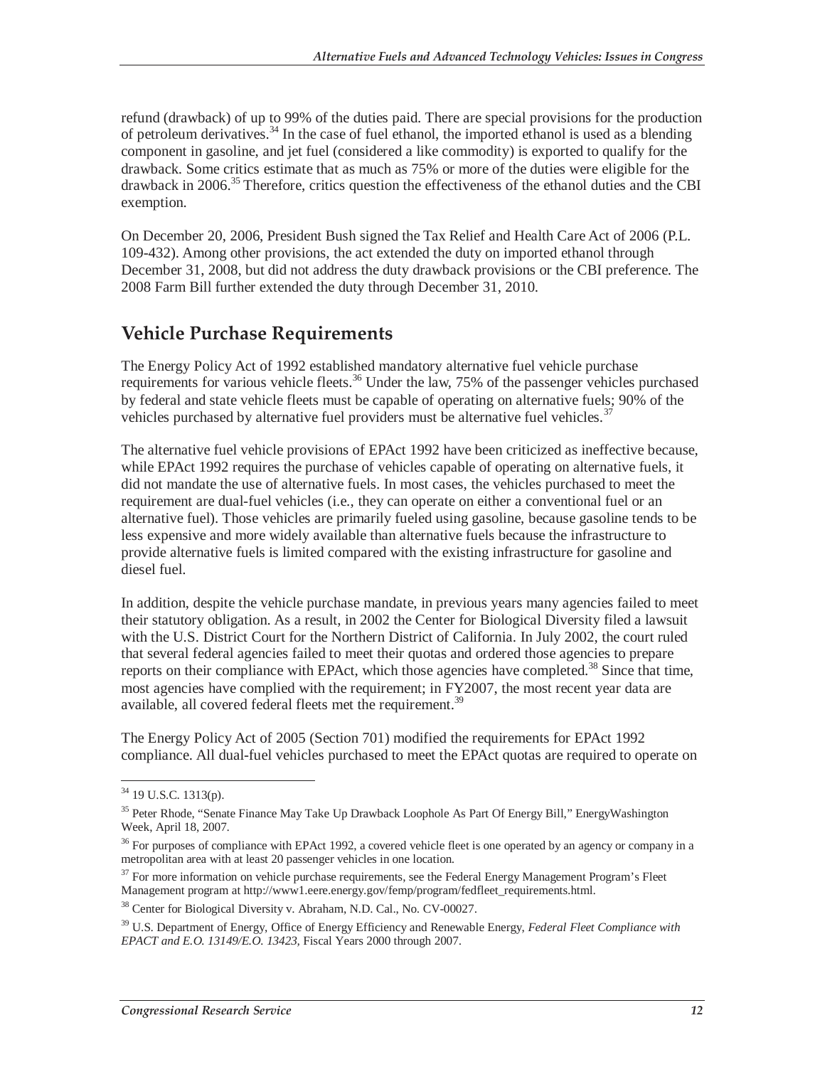refund (drawback) of up to 99% of the duties paid. There are special provisions for the production of petroleum derivatives.[34] In the case of fuel ethanol, the imported ethanol is used as a blending component in gasoline, and jet fuel (considered a like commodity) is exported to qualify for the drawback. Some critics estimate that as much as 75% or more of the duties were eligible for the drawback in 2006.[35] Therefore, critics question the effectiveness of the ethanol duties and the CBI exemption.

On December 20, 2006, President Bush signed the Tax Relief and Health Care Act of 2006 (P.L. 109-432). Among other provisions, the act extended the duty on imported ethanol through December 31, 2008, but did not address the duty drawback provisions or the CBI preference. The 2008 Farm Bill further extended the duty through December 31, 2010.

## Vehicle Purchase Requirements

The Energy Policy Act of 1992 established mandatory alternative fuel vehicle purchase requirements for various vehicle fleets.[36] Under the law, 75% of the passenger vehicles purchased by federal and state vehicle fleets must be capable of operating on alternative fuels; 90% of the vehicles purchased by alternative fuel providers must be alternative fuel vehicles.[37]

The alternative fuel vehicle provisions of EPAct 1992 have been criticized as ineffective because, while EPAct 1992 requires the purchase of vehicles capable of operating on alternative fuels, it did not mandate the use of alternative fuels. In most cases, the vehicles purchased to meet the requirement are dual-fuel vehicles (i.e., they can operate on either a conventional fuel or an alternative fuel). Those vehicles are primarily fueled using gasoline, because gasoline tends to be less expensive and more widely available than alternative fuels because the infrastructure to provide alternative fuels is limited compared with the existing infrastructure for gasoline and diesel fuel.

In addition, despite the vehicle purchase mandate, in previous years many agencies failed to meet their statutory obligation. As a result, in 2002 the Center for Biological Diversity filed a lawsuit with the U.S. District Court for the Northern District of California. In July 2002, the court ruled that several federal agencies failed to meet their quotas and ordered those agencies to prepare reports on their compliance with EPAct, which those agencies have completed.[38] Since that time, most agencies have complied with the requirement; in FY2007, the most recent year data are available, all covered federal fleets met the requirement.[39]

The Energy Policy Act of 2005 (Section 701) modified the requirements for EPAct 1992 compliance. All dual-fuel vehicles purchased to meet the EPAct quotas are required to operate on

---

[34] 19 U.S.C. 1313(p).

[35] Peter Rhode, "Senate Finance May Take Up Drawback Loophole As Part Of Energy Bill," EnergyWashington Week, April 18, 2007.

[36] For purposes of compliance with EPAct 1992, a covered vehicle fleet is one operated by an agency or company in a metropolitan area with at least 20 passenger vehicles in one location.

[37] For more information on vehicle purchase requirements, see the Federal Energy Management Program's Fleet Management program at http://www1.eere.energy.gov/femp/program/fedfleet_requirements.html.

[38] Center for Biological Diversity v. Abraham, N.D. Cal., No. CV-00027.

[39] U.S. Department of Energy, Office of Energy Efficiency and Renewable Energy, *Federal Fleet Compliance with EPACT and E.O. 13149/E.O. 13423*, Fiscal Years 2000 through 2007.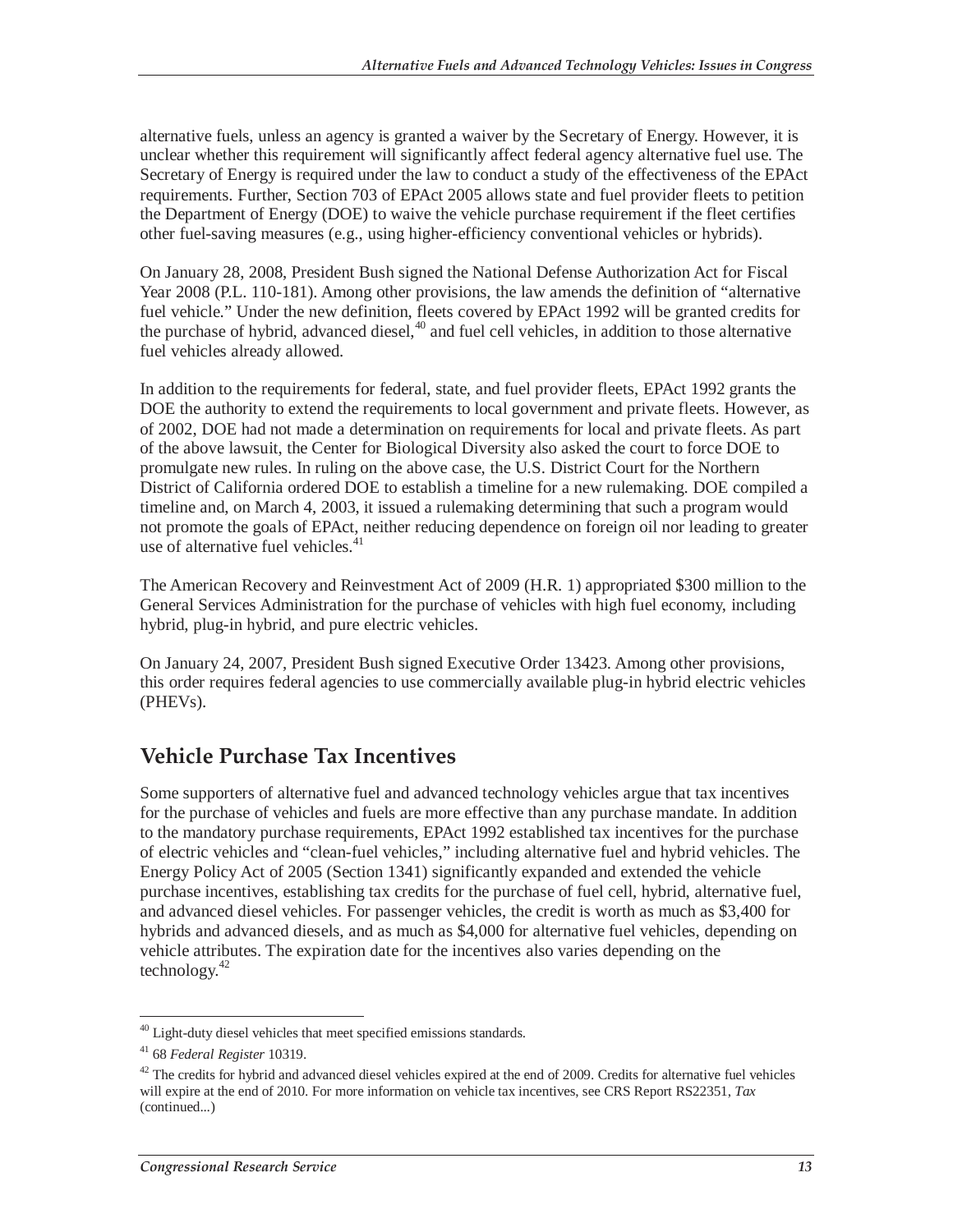alternative fuels, unless an agency is granted a waiver by the Secretary of Energy. However, it is unclear whether this requirement will significantly affect federal agency alternative fuel use. The Secretary of Energy is required under the law to conduct a study of the effectiveness of the EPAct requirements. Further, Section 703 of EPAct 2005 allows state and fuel provider fleets to petition the Department of Energy (DOE) to waive the vehicle purchase requirement if the fleet certifies other fuel-saving measures (e.g., using higher-efficiency conventional vehicles or hybrids).

On January 28, 2008, President Bush signed the National Defense Authorization Act for Fiscal Year 2008 (P.L. 110-181). Among other provisions, the law amends the definition of "alternative fuel vehicle." Under the new definition, fleets covered by EPAct 1992 will be granted credits for the purchase of hybrid, advanced diesel,[40] and fuel cell vehicles, in addition to those alternative fuel vehicles already allowed.

In addition to the requirements for federal, state, and fuel provider fleets, EPAct 1992 grants the DOE the authority to extend the requirements to local government and private fleets. However, as of 2002, DOE had not made a determination on requirements for local and private fleets. As part of the above lawsuit, the Center for Biological Diversity also asked the court to force DOE to promulgate new rules. In ruling on the above case, the U.S. District Court for the Northern District of California ordered DOE to establish a timeline for a new rulemaking. DOE compiled a timeline and, on March 4, 2003, it issued a rulemaking determining that such a program would not promote the goals of EPAct, neither reducing dependence on foreign oil nor leading to greater use of alternative fuel vehicles.[41]

The American Recovery and Reinvestment Act of 2009 (H.R. 1) appropriated $300 million to the General Services Administration for the purchase of vehicles with high fuel economy, including hybrid, plug-in hybrid, and pure electric vehicles.

On January 24, 2007, President Bush signed Executive Order 13423. Among other provisions, this order requires federal agencies to use commercially available plug-in hybrid electric vehicles (PHEVs).

## Vehicle Purchase Tax Incentives

Some supporters of alternative fuel and advanced technology vehicles argue that tax incentives for the purchase of vehicles and fuels are more effective than any purchase mandate. In addition to the mandatory purchase requirements, EPAct 1992 established tax incentives for the purchase of electric vehicles and "clean-fuel vehicles," including alternative fuel and hybrid vehicles. The Energy Policy Act of 2005 (Section 1341) significantly expanded and extended the vehicle purchase incentives, establishing tax credits for the purchase of fuel cell, hybrid, alternative fuel, and advanced diesel vehicles. For passenger vehicles, the credit is worth as much as $3,400 for hybrids and advanced diesels, and as much as $4,000 for alternative fuel vehicles, depending on vehicle attributes. The expiration date for the incentives also varies depending on the technology.[42]

---

[40] Light-duty diesel vehicles that meet specified emissions standards.

[41] 68 *Federal Register* 10319.

[42] The credits for hybrid and advanced diesel vehicles expired at the end of 2009. Credits for alternative fuel vehicles will expire at the end of 2010. For more information on vehicle tax incentives, see CRS Report RS22351, *Tax* (continued...)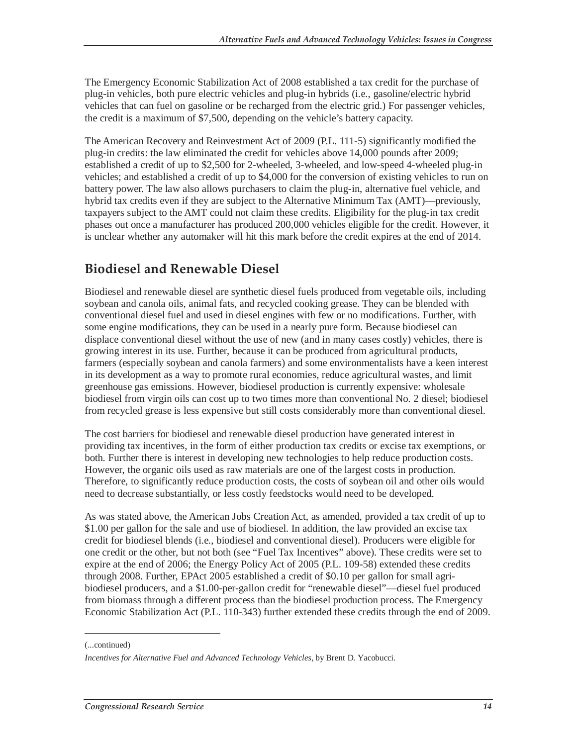The Emergency Economic Stabilization Act of 2008 established a tax credit for the purchase of plug-in vehicles, both pure electric vehicles and plug-in hybrids (i.e., gasoline/electric hybrid vehicles that can fuel on gasoline or be recharged from the electric grid.) For passenger vehicles, the credit is a maximum of $7,500, depending on the vehicle's battery capacity.

The American Recovery and Reinvestment Act of 2009 (P.L. 111-5) significantly modified the plug-in credits: the law eliminated the credit for vehicles above 14,000 pounds after 2009; established a credit of up to $2,500 for 2-wheeled, 3-wheeled, and low-speed 4-wheeled plug-in vehicles; and established a credit of up to $4,000 for the conversion of existing vehicles to run on battery power. The law also allows purchasers to claim the plug-in, alternative fuel vehicle, and hybrid tax credits even if they are subject to the Alternative Minimum Tax (AMT)—previously, taxpayers subject to the AMT could not claim these credits. Eligibility for the plug-in tax credit phases out once a manufacturer has produced 200,000 vehicles eligible for the credit. However, it is unclear whether any automaker will hit this mark before the credit expires at the end of 2014.

## Biodiesel and Renewable Diesel

Biodiesel and renewable diesel are synthetic diesel fuels produced from vegetable oils, including soybean and canola oils, animal fats, and recycled cooking grease. They can be blended with conventional diesel fuel and used in diesel engines with few or no modifications. Further, with some engine modifications, they can be used in a nearly pure form. Because biodiesel can displace conventional diesel without the use of new (and in many cases costly) vehicles, there is growing interest in its use. Further, because it can be produced from agricultural products, farmers (especially soybean and canola farmers) and some environmentalists have a keen interest in its development as a way to promote rural economies, reduce agricultural wastes, and limit greenhouse gas emissions. However, biodiesel production is currently expensive: wholesale biodiesel from virgin oils can cost up to two times more than conventional No. 2 diesel; biodiesel from recycled grease is less expensive but still costs considerably more than conventional diesel.

The cost barriers for biodiesel and renewable diesel production have generated interest in providing tax incentives, in the form of either production tax credits or excise tax exemptions, or both. Further there is interest in developing new technologies to help reduce production costs. However, the organic oils used as raw materials are one of the largest costs in production. Therefore, to significantly reduce production costs, the costs of soybean oil and other oils would need to decrease substantially, or less costly feedstocks would need to be developed.

As was stated above, the American Jobs Creation Act, as amended, provided a tax credit of up to $1.00 per gallon for the sale and use of biodiesel. In addition, the law provided an excise tax credit for biodiesel blends (i.e., biodiesel and conventional diesel). Producers were eligible for one credit or the other, but not both (see "Fuel Tax Incentives" above). These credits were set to expire at the end of 2006; the Energy Policy Act of 2005 (P.L. 109-58) extended these credits through 2008. Further, EPAct 2005 established a credit of $0.10 per gallon for small agri-biodiesel producers, and a $1.00-per-gallon credit for "renewable diesel"—diesel fuel produced from biomass through a different process than the biodiesel production process. The Emergency Economic Stabilization Act (P.L. 110-343) further extended these credits through the end of 2009.

(...continued)

*Incentives for Alternative Fuel and Advanced Technology Vehicles*, by Brent D. Yacobucci.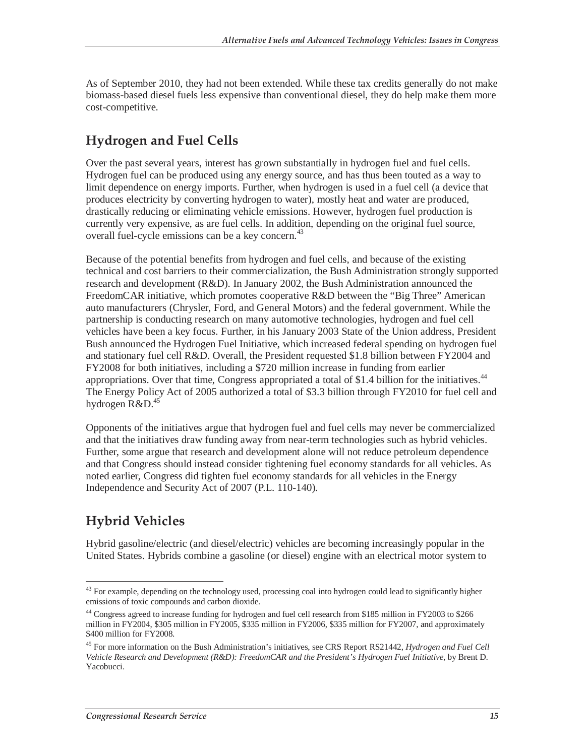As of September 2010, they had not been extended. While these tax credits generally do not make biomass-based diesel fuels less expensive than conventional diesel, they do help make them more cost-competitive.

## Hydrogen and Fuel Cells

Over the past several years, interest has grown substantially in hydrogen fuel and fuel cells. Hydrogen fuel can be produced using any energy source, and has thus been touted as a way to limit dependence on energy imports. Further, when hydrogen is used in a fuel cell (a device that produces electricity by converting hydrogen to water), mostly heat and water are produced, drastically reducing or eliminating vehicle emissions. However, hydrogen fuel production is currently very expensive, as are fuel cells. In addition, depending on the original fuel source, overall fuel-cycle emissions can be a key concern.[43]

Because of the potential benefits from hydrogen and fuel cells, and because of the existing technical and cost barriers to their commercialization, the Bush Administration strongly supported research and development (R&D). In January 2002, the Bush Administration announced the FreedomCAR initiative, which promotes cooperative R&D between the "Big Three" American auto manufacturers (Chrysler, Ford, and General Motors) and the federal government. While the partnership is conducting research on many automotive technologies, hydrogen and fuel cell vehicles have been a key focus. Further, in his January 2003 State of the Union address, President Bush announced the Hydrogen Fuel Initiative, which increased federal spending on hydrogen fuel and stationary fuel cell R&D. Overall, the President requested $1.8 billion between FY2004 and FY2008 for both initiatives, including a $720 million increase in funding from earlier appropriations. Over that time, Congress appropriated a total of $1.4 billion for the initiatives.[44] The Energy Policy Act of 2005 authorized a total of $3.3 billion through FY2010 for fuel cell and hydrogen R&D.[45]

Opponents of the initiatives argue that hydrogen fuel and fuel cells may never be commercialized and that the initiatives draw funding away from near-term technologies such as hybrid vehicles. Further, some argue that research and development alone will not reduce petroleum dependence and that Congress should instead consider tightening fuel economy standards for all vehicles. As noted earlier, Congress did tighten fuel economy standards for all vehicles in the Energy Independence and Security Act of 2007 (P.L. 110-140).

## Hybrid Vehicles

Hybrid gasoline/electric (and diesel/electric) vehicles are becoming increasingly popular in the United States. Hybrids combine a gasoline (or diesel) engine with an electrical motor system to

---

[43] For example, depending on the technology used, processing coal into hydrogen could lead to significantly higher emissions of toxic compounds and carbon dioxide.

[44] Congress agreed to increase funding for hydrogen and fuel cell research from $185 million in FY2003 to $266 million in FY2004, $305 million in FY2005, $335 million in FY2006, $335 million for FY2007, and approximately $400 million for FY2008.

[45] For more information on the Bush Administration's initiatives, see CRS Report RS21442, *Hydrogen and Fuel Cell Vehicle Research and Development (R&D): FreedomCAR and the President's Hydrogen Fuel Initiative*, by Brent D. Yacobucci.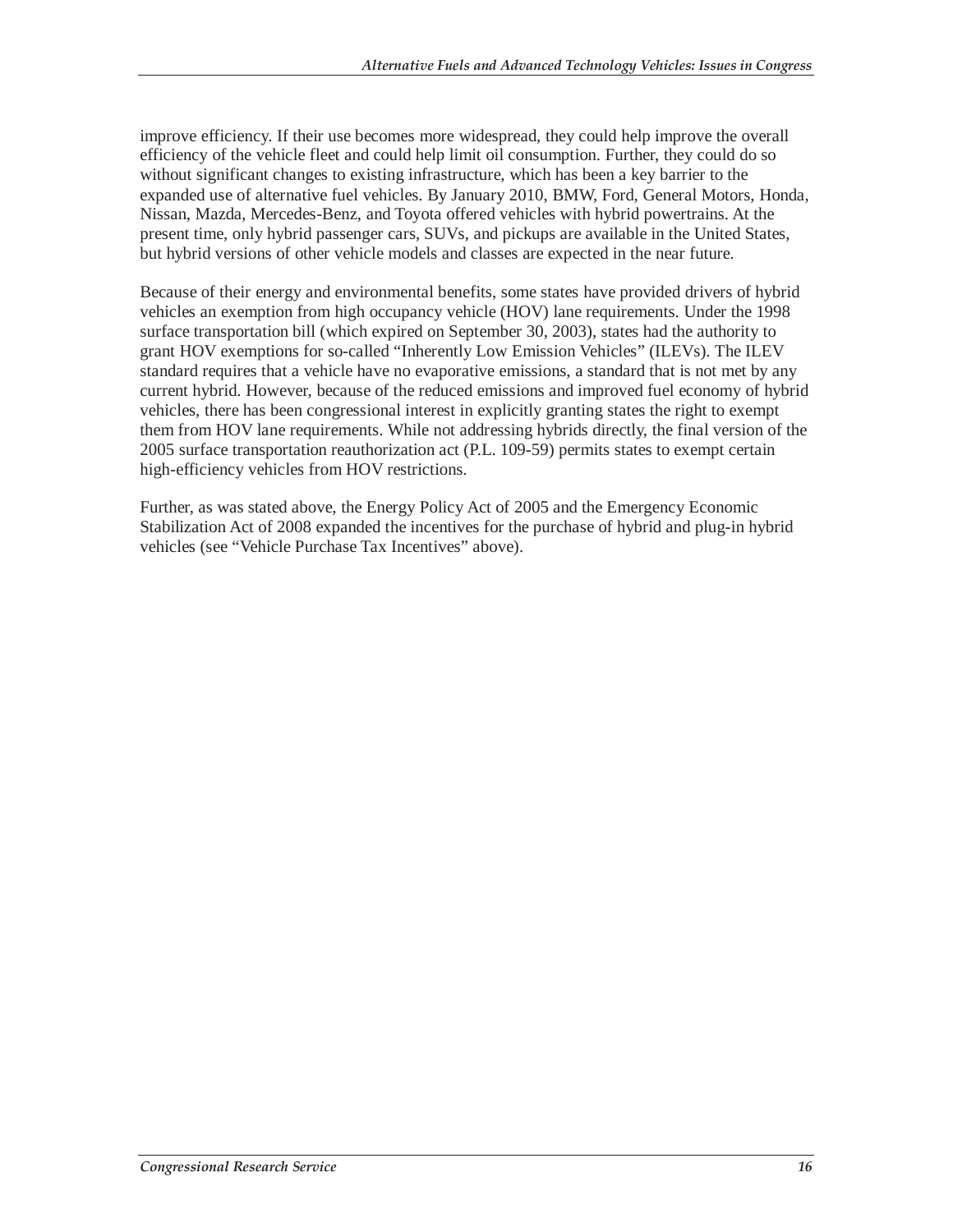improve efficiency. If their use becomes more widespread, they could help improve the overall efficiency of the vehicle fleet and could help limit oil consumption. Further, they could do so without significant changes to existing infrastructure, which has been a key barrier to the expanded use of alternative fuel vehicles. By January 2010, BMW, Ford, General Motors, Honda, Nissan, Mazda, Mercedes-Benz, and Toyota offered vehicles with hybrid powertrains. At the present time, only hybrid passenger cars, SUVs, and pickups are available in the United States, but hybrid versions of other vehicle models and classes are expected in the near future.

Because of their energy and environmental benefits, some states have provided drivers of hybrid vehicles an exemption from high occupancy vehicle (HOV) lane requirements. Under the 1998 surface transportation bill (which expired on September 30, 2003), states had the authority to grant HOV exemptions for so-called "Inherently Low Emission Vehicles" (ILEVs). The ILEV standard requires that a vehicle have no evaporative emissions, a standard that is not met by any current hybrid. However, because of the reduced emissions and improved fuel economy of hybrid vehicles, there has been congressional interest in explicitly granting states the right to exempt them from HOV lane requirements. While not addressing hybrids directly, the final version of the 2005 surface transportation reauthorization act (P.L. 109-59) permits states to exempt certain high-efficiency vehicles from HOV restrictions.

Further, as was stated above, the Energy Policy Act of 2005 and the Emergency Economic Stabilization Act of 2008 expanded the incentives for the purchase of hybrid and plug-in hybrid vehicles (see "Vehicle Purchase Tax Incentives" above).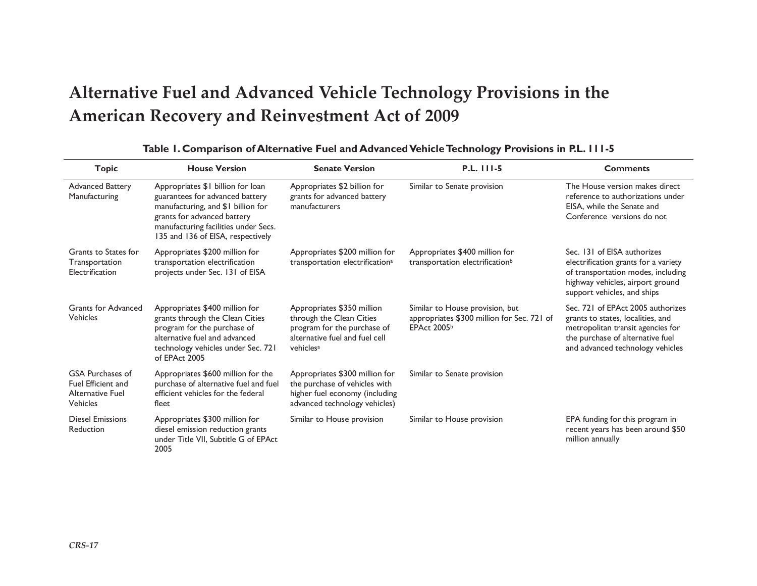# Alternative Fuel and Advanced Vehicle Technology Provisions in the American Recovery and Reinvestment Act of 2009

**Table 1. Comparison of Alternative Fuel and Advanced Vehicle Technology Provisions in P.L. 111-5**

| Topic | House Version | Senate Version | P.L. 111-5 | Comments |
|---|---|---|---|---|
| Advanced Battery Manufacturing | Appropriates $1 billion for loan guarantees for advanced battery manufacturing, and $1 billion for grants for advanced battery manufacturing facilities under Secs. 135 and 136 of EISA, respectively | Appropriates $2 billion for grants for advanced battery manufacturers | Similar to Senate provision | The House version makes direct reference to authorizations under EISA, while the Senate and Conference versions do not |
| Grants to States for Transportation Electrification | Appropriates $200 million for transportation electrification projects under Sec. 131 of EISA | Appropriates $200 million for transportation electrification[a] | Appropriates $400 million for transportation electrification[b] | Sec. 131 of EISA authorizes electrification grants for a variety of transportation modes, including highway vehicles, airport ground support vehicles, and ships |
| Grants for Advanced Vehicles | Appropriates $400 million for grants through the Clean Cities program for the purchase of alternative fuel and advanced technology vehicles under Sec. 721 of EPAct 2005 | Appropriates $350 million through the Clean Cities program for the purchase of alternative fuel and fuel cell vehicles[a] | Similar to House provision, but appropriates $300 million for Sec. 721 of EPAct 2005[b] | Sec. 721 of EPAct 2005 authorizes grants to states, localities, and metropolitan transit agencies for the purchase of alternative fuel and advanced technology vehicles |
| GSA Purchases of Fuel Efficient and Alternative Fuel Vehicles | Appropriates $600 million for the purchase of alternative fuel and fuel efficient vehicles for the federal fleet | Appropriates $300 million for the purchase of vehicles with higher fuel economy (including advanced technology vehicles) | Similar to Senate provision | |
| Diesel Emissions Reduction | Appropriates $300 million for diesel emission reduction grants under Title VII, Subtitle G of EPAct 2005 | Similar to House provision | Similar to House provision | EPA funding for this program in recent years has been around $50 million annually |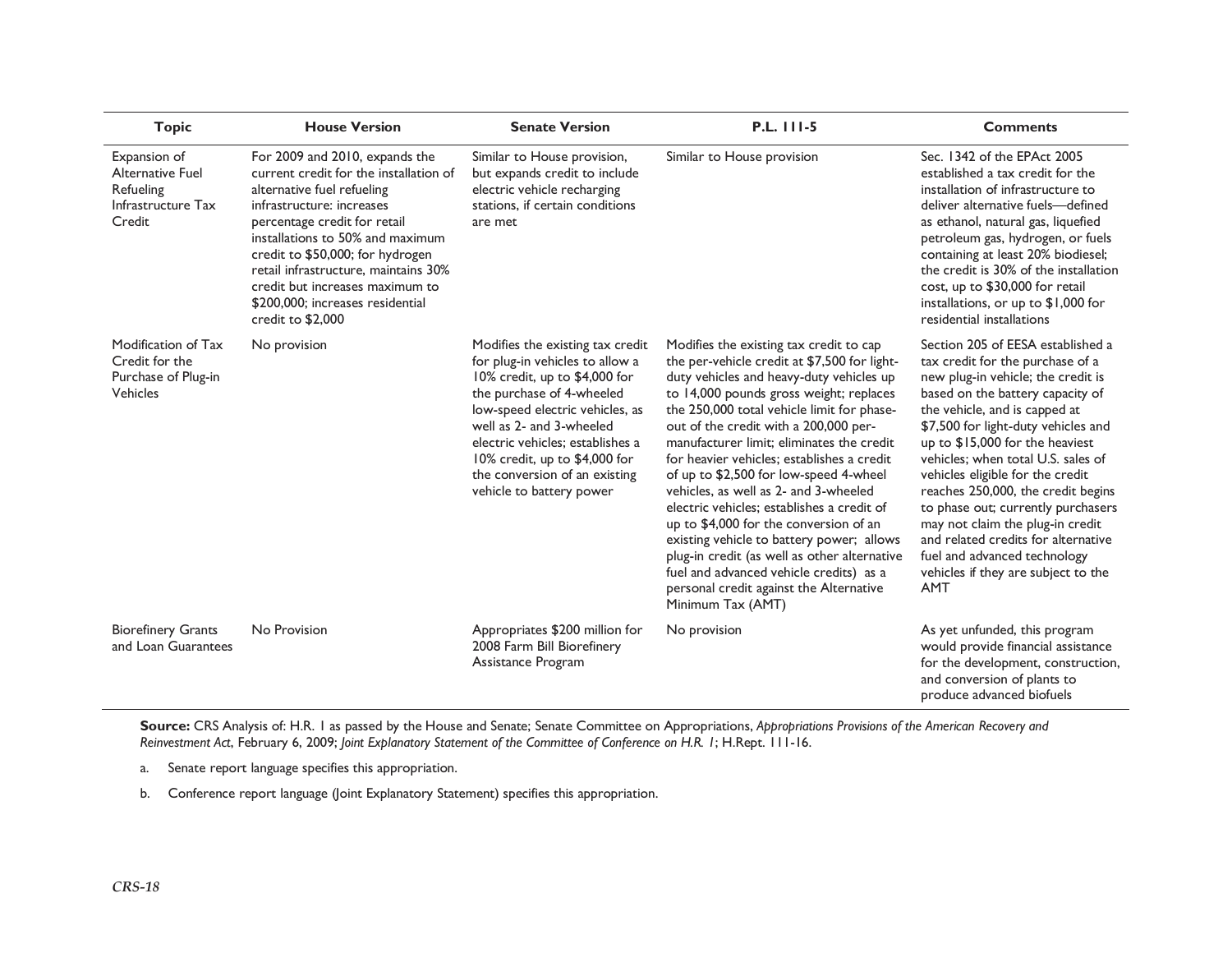| Topic | House Version | Senate Version | P.L. 111-5 | Comments |
|---|---|---|---|---|
| Expansion of Alternative Fuel Refueling Infrastructure Tax Credit | For 2009 and 2010, expands the current credit for the installation of alternative fuel refueling infrastructure: increases percentage credit for retail installations to 50% and maximum credit to $50,000; for hydrogen retail infrastructure, maintains 30% credit but increases maximum to $200,000; increases residential credit to $2,000 | Similar to House provision, but expands credit to include electric vehicle recharging stations, if certain conditions are met | Similar to House provision | Sec. 1342 of the EPAct 2005 established a tax credit for the installation of infrastructure to deliver alternative fuels—defined as ethanol, natural gas, liquefied petroleum gas, hydrogen, or fuels containing at least 20% biodiesel; the credit is 30% of the installation cost, up to $30,000 for retail installations, or up to $1,000 for residential installations |
| Modification of Tax Credit for the Purchase of Plug-in Vehicles | No provision | Modifies the existing tax credit for plug-in vehicles to allow a 10% credit, up to $4,000 for the purchase of 4-wheeled low-speed electric vehicles, as well as 2- and 3-wheeled electric vehicles; establishes a 10% credit, up to $4,000 for the conversion of an existing vehicle to battery power | Modifies the existing tax credit to cap the per-vehicle credit at $7,500 for light-duty vehicles and heavy-duty vehicles up to 14,000 pounds gross weight; replaces the 250,000 total vehicle limit for phase-out of the credit with a 200,000 per-manufacturer limit; eliminates the credit for heavier vehicles; establishes a credit of up to $2,500 for low-speed 4-wheel vehicles, as well as 2- and 3-wheeled electric vehicles; establishes a credit of up to $4,000 for the conversion of an existing vehicle to battery power; allows plug-in credit (as well as other alternative fuel and advanced vehicle credits) as a personal credit against the Alternative Minimum Tax (AMT) | Section 205 of EESA established a tax credit for the purchase of a new plug-in vehicle; the credit is based on the battery capacity of the vehicle, and is capped at $7,500 for light-duty vehicles and up to $15,000 for the heaviest vehicles; when total U.S. sales of vehicles eligible for the credit reaches 250,000, the credit begins to phase out; currently purchasers may not claim the plug-in credit and related credits for alternative fuel and advanced technology vehicles if they are subject to the AMT |
| Biorefinery Grants and Loan Guarantees | No Provision | Appropriates $200 million for 2008 Farm Bill Biorefinery Assistance Program | No provision | As yet unfunded, this program would provide financial assistance for the development, construction, and conversion of plants to produce advanced biofuels |

**Source:** CRS Analysis of: H.R. 1 as passed by the House and Senate; Senate Committee on Appropriations, *Appropriations Provisions of the American Recovery and Reinvestment Act*, February 6, 2009; *Joint Explanatory Statement of the Committee of Conference on H.R. 1*; H.Rept. 111-16.

a. Senate report language specifies this appropriation.

b. Conference report language (Joint Explanatory Statement) specifies this appropriation.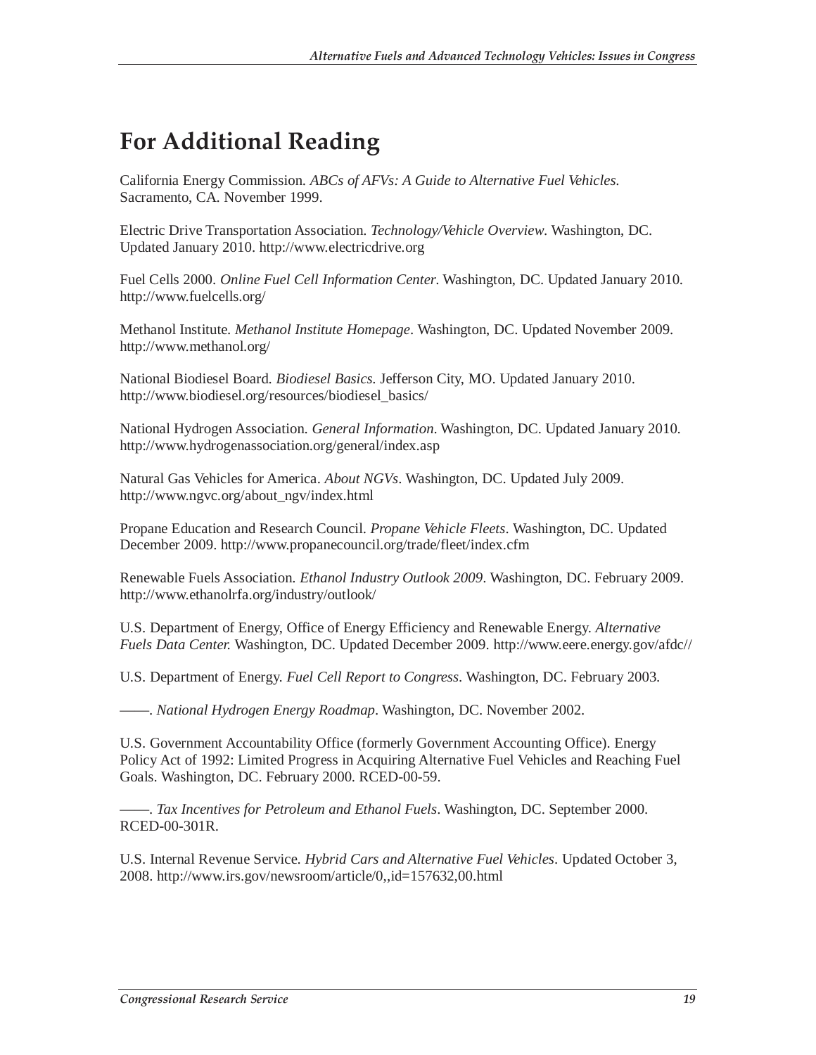# For Additional Reading

California Energy Commission. *ABCs of AFVs: A Guide to Alternative Fuel Vehicles.* Sacramento, CA. November 1999.

Electric Drive Transportation Association. *Technology/Vehicle Overview*. Washington, DC. Updated January 2010. http://www.electricdrive.org

Fuel Cells 2000. *Online Fuel Cell Information Center*. Washington, DC. Updated January 2010. http://www.fuelcells.org/

Methanol Institute. *Methanol Institute Homepage*. Washington, DC. Updated November 2009. http://www.methanol.org/

National Biodiesel Board. *Biodiesel Basics*. Jefferson City, MO. Updated January 2010. http://www.biodiesel.org/resources/biodiesel_basics/

National Hydrogen Association. *General Information*. Washington, DC. Updated January 2010. http://www.hydrogenassociation.org/general/index.asp

Natural Gas Vehicles for America. *About NGVs*. Washington, DC. Updated July 2009. http://www.ngvc.org/about_ngv/index.html

Propane Education and Research Council. *Propane Vehicle Fleets*. Washington, DC. Updated December 2009. http://www.propanecouncil.org/trade/fleet/index.cfm

Renewable Fuels Association. *Ethanol Industry Outlook 2009*. Washington, DC. February 2009. http://www.ethanolrfa.org/industry/outlook/

U.S. Department of Energy, Office of Energy Efficiency and Renewable Energy. *Alternative Fuels Data Center.* Washington, DC. Updated December 2009. http://www.eere.energy.gov/afdc//

U.S. Department of Energy. *Fuel Cell Report to Congress*. Washington, DC. February 2003.

——. *National Hydrogen Energy Roadmap*. Washington, DC. November 2002.

U.S. Government Accountability Office (formerly Government Accounting Office). Energy Policy Act of 1992: Limited Progress in Acquiring Alternative Fuel Vehicles and Reaching Fuel Goals. Washington, DC. February 2000. RCED-00-59.

——. *Tax Incentives for Petroleum and Ethanol Fuels*. Washington, DC. September 2000. RCED-00-301R.

U.S. Internal Revenue Service. *Hybrid Cars and Alternative Fuel Vehicles*. Updated October 3, 2008. http://www.irs.gov/newsroom/article/0,,id=157632,00.html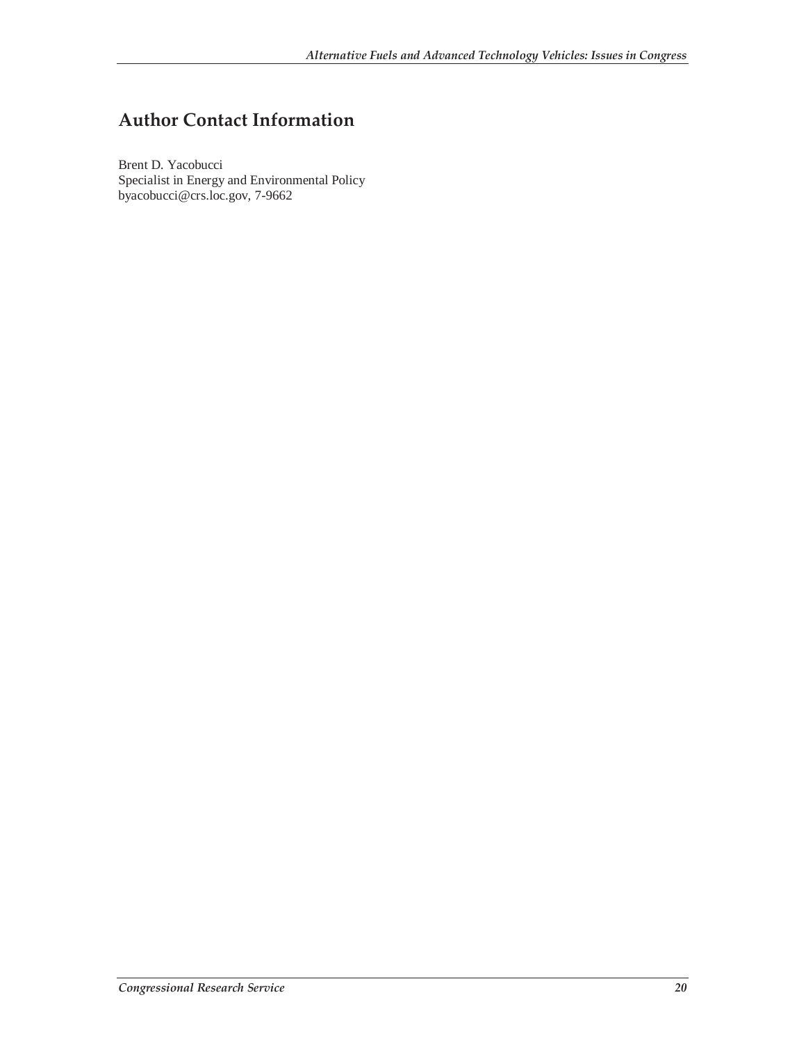## Author Contact Information

Brent D. Yacobucci
Specialist in Energy and Environmental Policy
byacobucci@crs.loc.gov, 7-9662